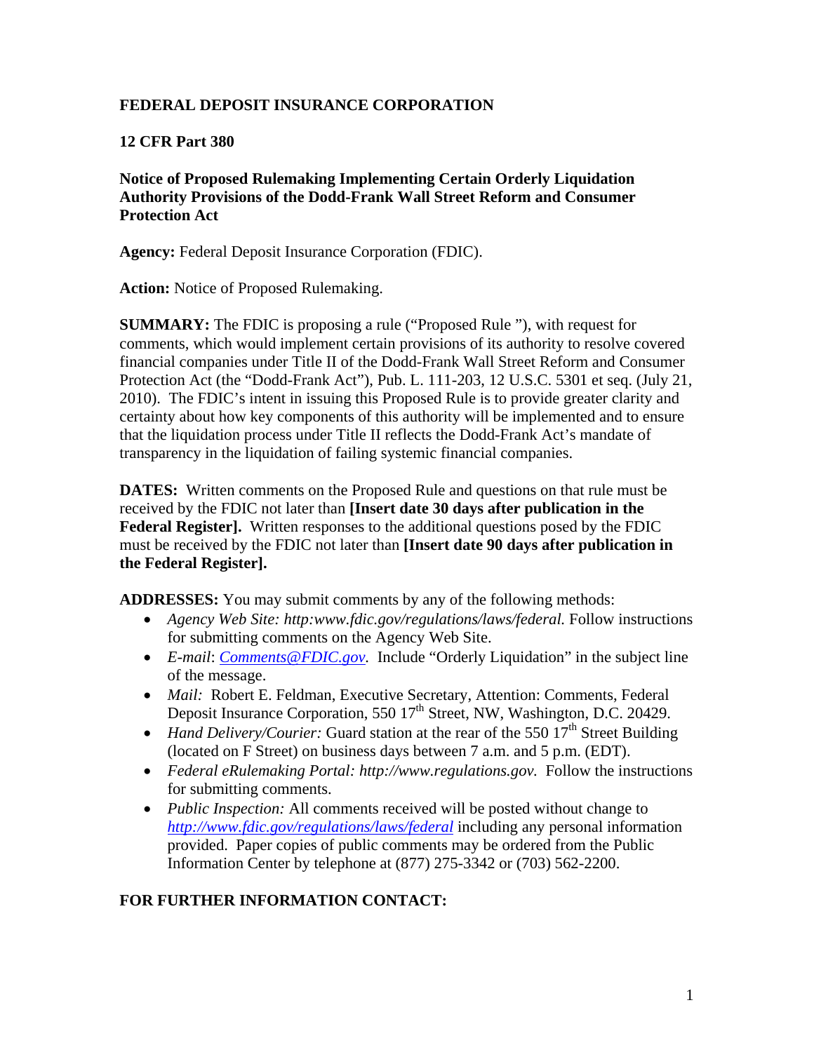**FEDERAL DEPOSIT INSURANCE CORPORATION**

**12 CFR Part 380**

**Notice of Proposed Rulemaking Implementing Certain Orderly Liquidation Authority Provisions of the Dodd-Frank Wall Street Reform and Consumer Protection Act**

**Agency:** Federal Deposit Insurance Corporation (FDIC).

**Action:** Notice of Proposed Rulemaking.

**SUMMARY:** The FDIC is proposing a rule ("Proposed Rule "), with request for comments, which would implement certain provisions of its authority to resolve covered financial companies under Title II of the Dodd-Frank Wall Street Reform and Consumer Protection Act (the "Dodd-Frank Act"), Pub. L. 111-203, 12 U.S.C. 5301 et seq. (July 21, 2010). The FDIC's intent in issuing this Proposed Rule is to provide greater clarity and certainty about how key components of this authority will be implemented and to ensure that the liquidation process under Title II reflects the Dodd-Frank Act's mandate of transparency in the liquidation of failing systemic financial companies.

**DATES:** Written comments on the Proposed Rule and questions on that rule must be received by the FDIC not later than **[Insert date 30 days after publication in the Federal Register].** Written responses to the additional questions posed by the FDIC must be received by the FDIC not later than **[Insert date 90 days after publication in the Federal Register].**

**ADDRESSES:** You may submit comments by any of the following methods:

- *Agency Web Site: http:www.fdic.gov/regulations/laws/federal.* Follow instructions for submitting comments on the Agency Web Site.
- *E-mail*: *Comments@FDIC.gov.* Include "Orderly Liquidation" in the subject line of the message.
- *Mail:* Robert E. Feldman, Executive Secretary, Attention: Comments, Federal Deposit Insurance Corporation, 550 17th Street, NW, Washington, D.C. 20429.
- *Hand Delivery/Courier:* Guard station at the rear of the 550 17th Street Building (located on F Street) on business days between 7 a.m. and 5 p.m. (EDT).
- *Federal eRulemaking Portal: http://www.regulations.gov.* Follow the instructions for submitting comments.
- *Public Inspection:* All comments received will be posted without change to *http://www.fdic.gov/regulations/laws/federal* including any personal information provided. Paper copies of public comments may be ordered from the Public Information Center by telephone at (877) 275-3342 or (703) 562-2200.

**FOR FURTHER INFORMATION CONTACT:**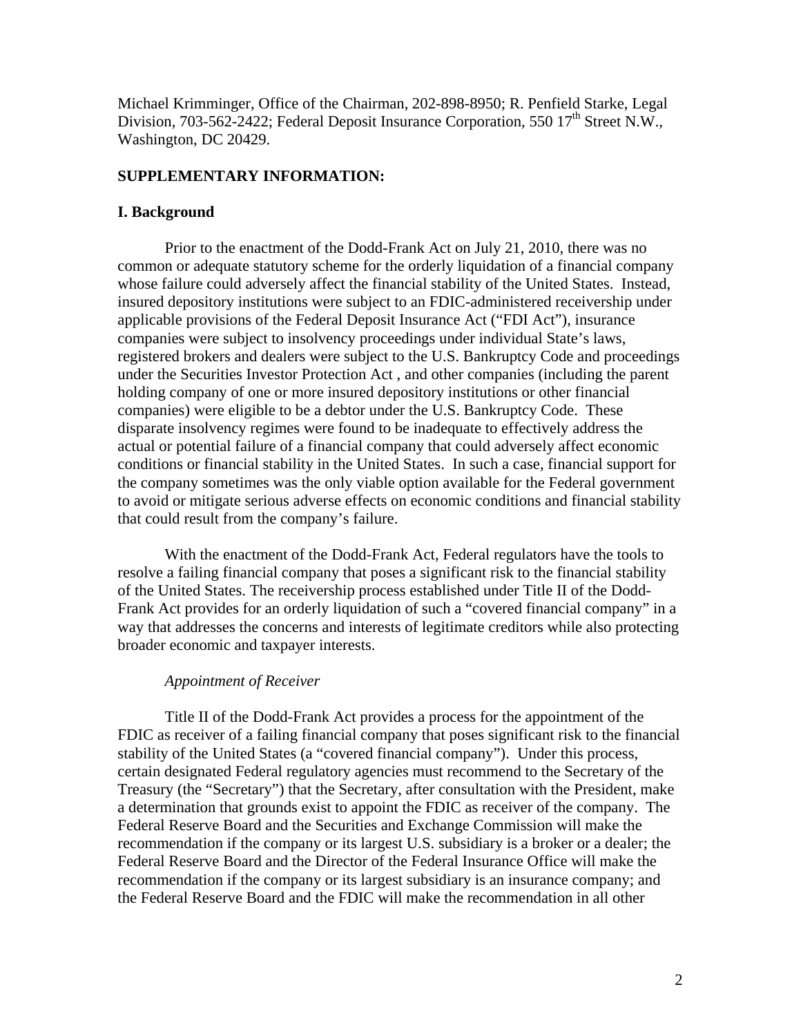Michael Krimminger, Office of the Chairman, 202-898-8950; R. Penfield Starke, Legal Division, 703-562-2422; Federal Deposit Insurance Corporation, 550 17th Street N.W., Washington, DC 20429.

**SUPPLEMENTARY INFORMATION:**

**I. Background**

Prior to the enactment of the Dodd-Frank Act on July 21, 2010, there was no common or adequate statutory scheme for the orderly liquidation of a financial company whose failure could adversely affect the financial stability of the United States. Instead, insured depository institutions were subject to an FDIC-administered receivership under applicable provisions of the Federal Deposit Insurance Act ("FDI Act"), insurance companies were subject to insolvency proceedings under individual State's laws, registered brokers and dealers were subject to the U.S. Bankruptcy Code and proceedings under the Securities Investor Protection Act , and other companies (including the parent holding company of one or more insured depository institutions or other financial companies) were eligible to be a debtor under the U.S. Bankruptcy Code. These disparate insolvency regimes were found to be inadequate to effectively address the actual or potential failure of a financial company that could adversely affect economic conditions or financial stability in the United States. In such a case, financial support for the company sometimes was the only viable option available for the Federal government to avoid or mitigate serious adverse effects on economic conditions and financial stability that could result from the company's failure.

With the enactment of the Dodd-Frank Act, Federal regulators have the tools to resolve a failing financial company that poses a significant risk to the financial stability of the United States. The receivership process established under Title II of the Dodd-Frank Act provides for an orderly liquidation of such a "covered financial company" in a way that addresses the concerns and interests of legitimate creditors while also protecting broader economic and taxpayer interests.

*Appointment of Receiver*

Title II of the Dodd-Frank Act provides a process for the appointment of the FDIC as receiver of a failing financial company that poses significant risk to the financial stability of the United States (a "covered financial company"). Under this process, certain designated Federal regulatory agencies must recommend to the Secretary of the Treasury (the "Secretary") that the Secretary, after consultation with the President, make a determination that grounds exist to appoint the FDIC as receiver of the company. The Federal Reserve Board and the Securities and Exchange Commission will make the recommendation if the company or its largest U.S. subsidiary is a broker or a dealer; the Federal Reserve Board and the Director of the Federal Insurance Office will make the recommendation if the company or its largest subsidiary is an insurance company; and the Federal Reserve Board and the FDIC will make the recommendation in all other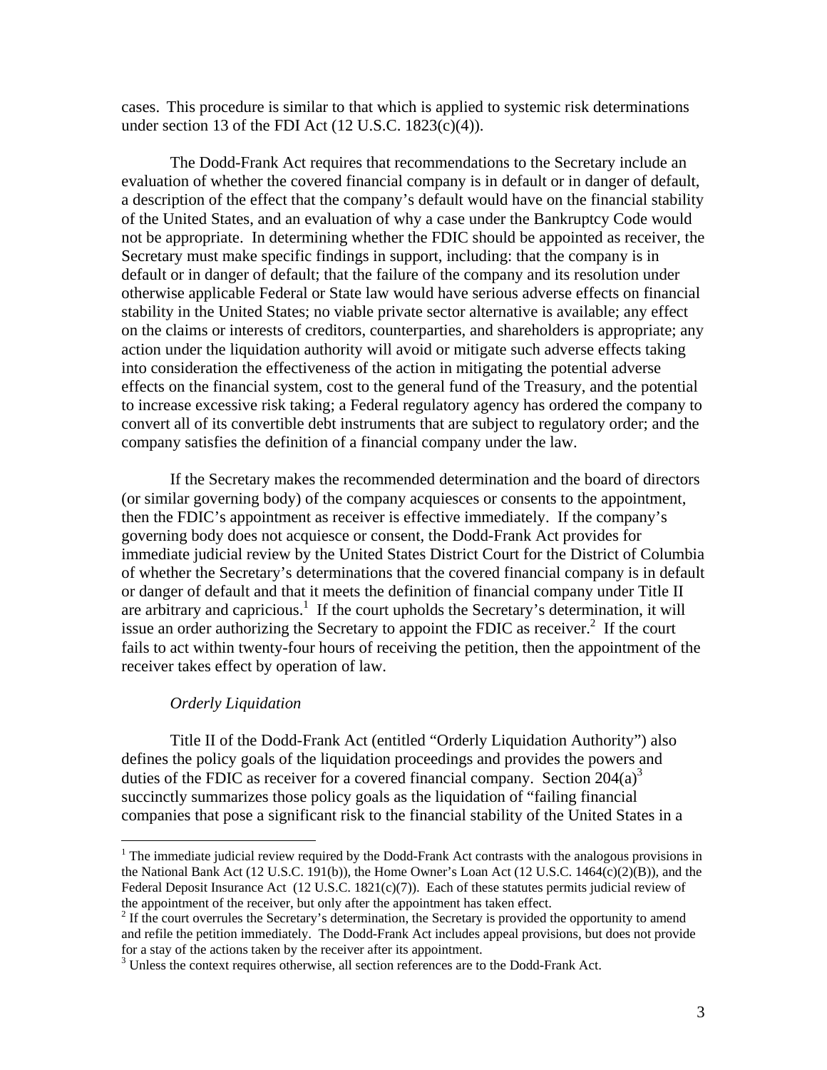cases. This procedure is similar to that which is applied to systemic risk determinations under section 13 of the FDI Act (12 U.S.C. 1823(c)(4)).

The Dodd-Frank Act requires that recommendations to the Secretary include an evaluation of whether the covered financial company is in default or in danger of default, a description of the effect that the company's default would have on the financial stability of the United States, and an evaluation of why a case under the Bankruptcy Code would not be appropriate. In determining whether the FDIC should be appointed as receiver, the Secretary must make specific findings in support, including: that the company is in default or in danger of default; that the failure of the company and its resolution under otherwise applicable Federal or State law would have serious adverse effects on financial stability in the United States; no viable private sector alternative is available; any effect on the claims or interests of creditors, counterparties, and shareholders is appropriate; any action under the liquidation authority will avoid or mitigate such adverse effects taking into consideration the effectiveness of the action in mitigating the potential adverse effects on the financial system, cost to the general fund of the Treasury, and the potential to increase excessive risk taking; a Federal regulatory agency has ordered the company to convert all of its convertible debt instruments that are subject to regulatory order; and the company satisfies the definition of a financial company under the law.

If the Secretary makes the recommended determination and the board of directors (or similar governing body) of the company acquiesces or consents to the appointment, then the FDIC's appointment as receiver is effective immediately. If the company's governing body does not acquiesce or consent, the Dodd-Frank Act provides for immediate judicial review by the United States District Court for the District of Columbia of whether the Secretary's determinations that the covered financial company is in default or danger of default and that it meets the definition of financial company under Title II are arbitrary and capricious.[1] If the court upholds the Secretary's determination, it will issue an order authorizing the Secretary to appoint the FDIC as receiver.[2] If the court fails to act within twenty-four hours of receiving the petition, then the appointment of the receiver takes effect by operation of law.

*Orderly Liquidation*

Title II of the Dodd-Frank Act (entitled "Orderly Liquidation Authority") also defines the policy goals of the liquidation proceedings and provides the powers and duties of the FDIC as receiver for a covered financial company. Section 204(a)[3] succinctly summarizes those policy goals as the liquidation of "failing financial companies that pose a significant risk to the financial stability of the United States in a

---

[1] The immediate judicial review required by the Dodd-Frank Act contrasts with the analogous provisions in the National Bank Act (12 U.S.C. 191(b)), the Home Owner's Loan Act (12 U.S.C. 1464(c)(2)(B)), and the Federal Deposit Insurance Act (12 U.S.C. 1821(c)(7)). Each of these statutes permits judicial review of the appointment of the receiver, but only after the appointment has taken effect.

[2] If the court overrules the Secretary's determination, the Secretary is provided the opportunity to amend and refile the petition immediately. The Dodd-Frank Act includes appeal provisions, but does not provide for a stay of the actions taken by the receiver after its appointment.

[3] Unless the context requires otherwise, all section references are to the Dodd-Frank Act.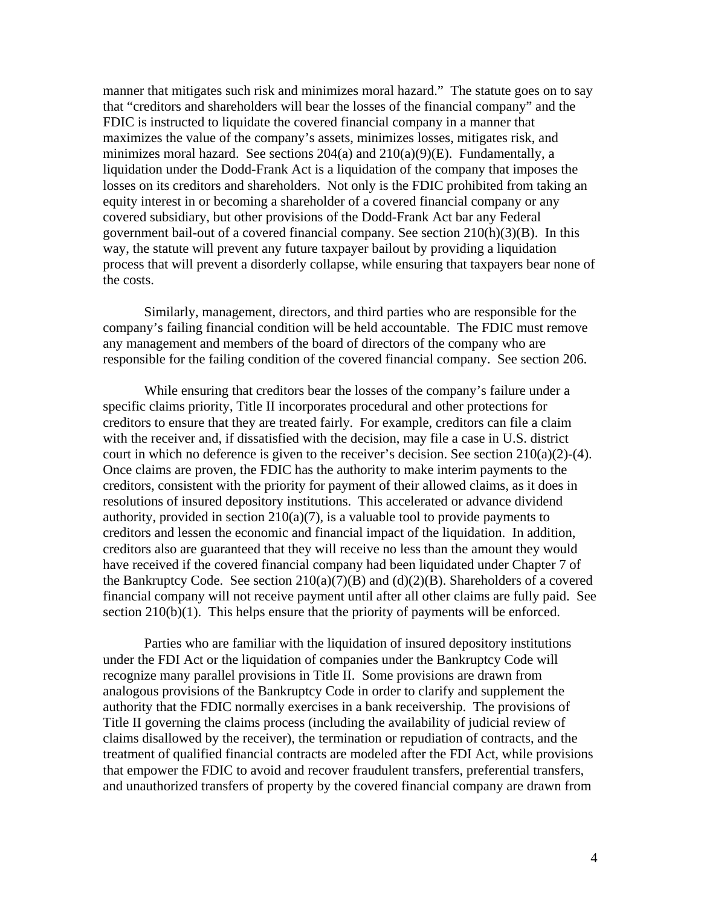manner that mitigates such risk and minimizes moral hazard." The statute goes on to say that "creditors and shareholders will bear the losses of the financial company" and the FDIC is instructed to liquidate the covered financial company in a manner that maximizes the value of the company's assets, minimizes losses, mitigates risk, and minimizes moral hazard. See sections 204(a) and 210(a)(9)(E). Fundamentally, a liquidation under the Dodd-Frank Act is a liquidation of the company that imposes the losses on its creditors and shareholders. Not only is the FDIC prohibited from taking an equity interest in or becoming a shareholder of a covered financial company or any covered subsidiary, but other provisions of the Dodd-Frank Act bar any Federal government bail-out of a covered financial company. See section 210(h)(3)(B). In this way, the statute will prevent any future taxpayer bailout by providing a liquidation process that will prevent a disorderly collapse, while ensuring that taxpayers bear none of the costs.

Similarly, management, directors, and third parties who are responsible for the company's failing financial condition will be held accountable. The FDIC must remove any management and members of the board of directors of the company who are responsible for the failing condition of the covered financial company. See section 206.

While ensuring that creditors bear the losses of the company's failure under a specific claims priority, Title II incorporates procedural and other protections for creditors to ensure that they are treated fairly. For example, creditors can file a claim with the receiver and, if dissatisfied with the decision, may file a case in U.S. district court in which no deference is given to the receiver's decision. See section 210(a)(2)-(4). Once claims are proven, the FDIC has the authority to make interim payments to the creditors, consistent with the priority for payment of their allowed claims, as it does in resolutions of insured depository institutions. This accelerated or advance dividend authority, provided in section 210(a)(7), is a valuable tool to provide payments to creditors and lessen the economic and financial impact of the liquidation. In addition, creditors also are guaranteed that they will receive no less than the amount they would have received if the covered financial company had been liquidated under Chapter 7 of the Bankruptcy Code. See section 210(a)(7)(B) and (d)(2)(B). Shareholders of a covered financial company will not receive payment until after all other claims are fully paid. See section 210(b)(1). This helps ensure that the priority of payments will be enforced.

Parties who are familiar with the liquidation of insured depository institutions under the FDI Act or the liquidation of companies under the Bankruptcy Code will recognize many parallel provisions in Title II. Some provisions are drawn from analogous provisions of the Bankruptcy Code in order to clarify and supplement the authority that the FDIC normally exercises in a bank receivership. The provisions of Title II governing the claims process (including the availability of judicial review of claims disallowed by the receiver), the termination or repudiation of contracts, and the treatment of qualified financial contracts are modeled after the FDI Act, while provisions that empower the FDIC to avoid and recover fraudulent transfers, preferential transfers, and unauthorized transfers of property by the covered financial company are drawn from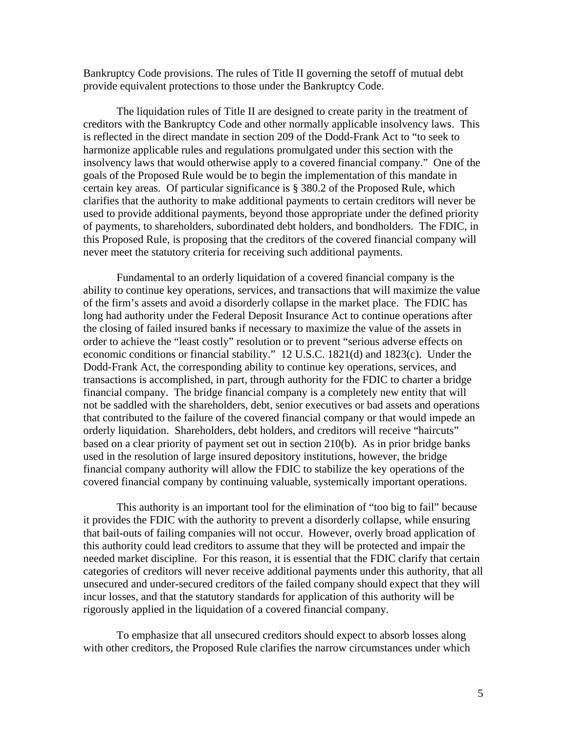Bankruptcy Code provisions. The rules of Title II governing the setoff of mutual debt provide equivalent protections to those under the Bankruptcy Code.

The liquidation rules of Title II are designed to create parity in the treatment of creditors with the Bankruptcy Code and other normally applicable insolvency laws. This is reflected in the direct mandate in section 209 of the Dodd-Frank Act to "to seek to harmonize applicable rules and regulations promulgated under this section with the insolvency laws that would otherwise apply to a covered financial company." One of the goals of the Proposed Rule would be to begin the implementation of this mandate in certain key areas. Of particular significance is § 380.2 of the Proposed Rule, which clarifies that the authority to make additional payments to certain creditors will never be used to provide additional payments, beyond those appropriate under the defined priority of payments, to shareholders, subordinated debt holders, and bondholders. The FDIC, in this Proposed Rule, is proposing that the creditors of the covered financial company will never meet the statutory criteria for receiving such additional payments.

Fundamental to an orderly liquidation of a covered financial company is the ability to continue key operations, services, and transactions that will maximize the value of the firm's assets and avoid a disorderly collapse in the market place. The FDIC has long had authority under the Federal Deposit Insurance Act to continue operations after the closing of failed insured banks if necessary to maximize the value of the assets in order to achieve the "least costly" resolution or to prevent "serious adverse effects on economic conditions or financial stability." 12 U.S.C. 1821(d) and 1823(c). Under the Dodd-Frank Act, the corresponding ability to continue key operations, services, and transactions is accomplished, in part, through authority for the FDIC to charter a bridge financial company. The bridge financial company is a completely new entity that will not be saddled with the shareholders, debt, senior executives or bad assets and operations that contributed to the failure of the covered financial company or that would impede an orderly liquidation. Shareholders, debt holders, and creditors will receive "haircuts" based on a clear priority of payment set out in section 210(b). As in prior bridge banks used in the resolution of large insured depository institutions, however, the bridge financial company authority will allow the FDIC to stabilize the key operations of the covered financial company by continuing valuable, systemically important operations.

This authority is an important tool for the elimination of "too big to fail" because it provides the FDIC with the authority to prevent a disorderly collapse, while ensuring that bail-outs of failing companies will not occur. However, overly broad application of this authority could lead creditors to assume that they will be protected and impair the needed market discipline. For this reason, it is essential that the FDIC clarify that certain categories of creditors will never receive additional payments under this authority, that all unsecured and under-secured creditors of the failed company should expect that they will incur losses, and that the statutory standards for application of this authority will be rigorously applied in the liquidation of a covered financial company.

To emphasize that all unsecured creditors should expect to absorb losses along with other creditors, the Proposed Rule clarifies the narrow circumstances under which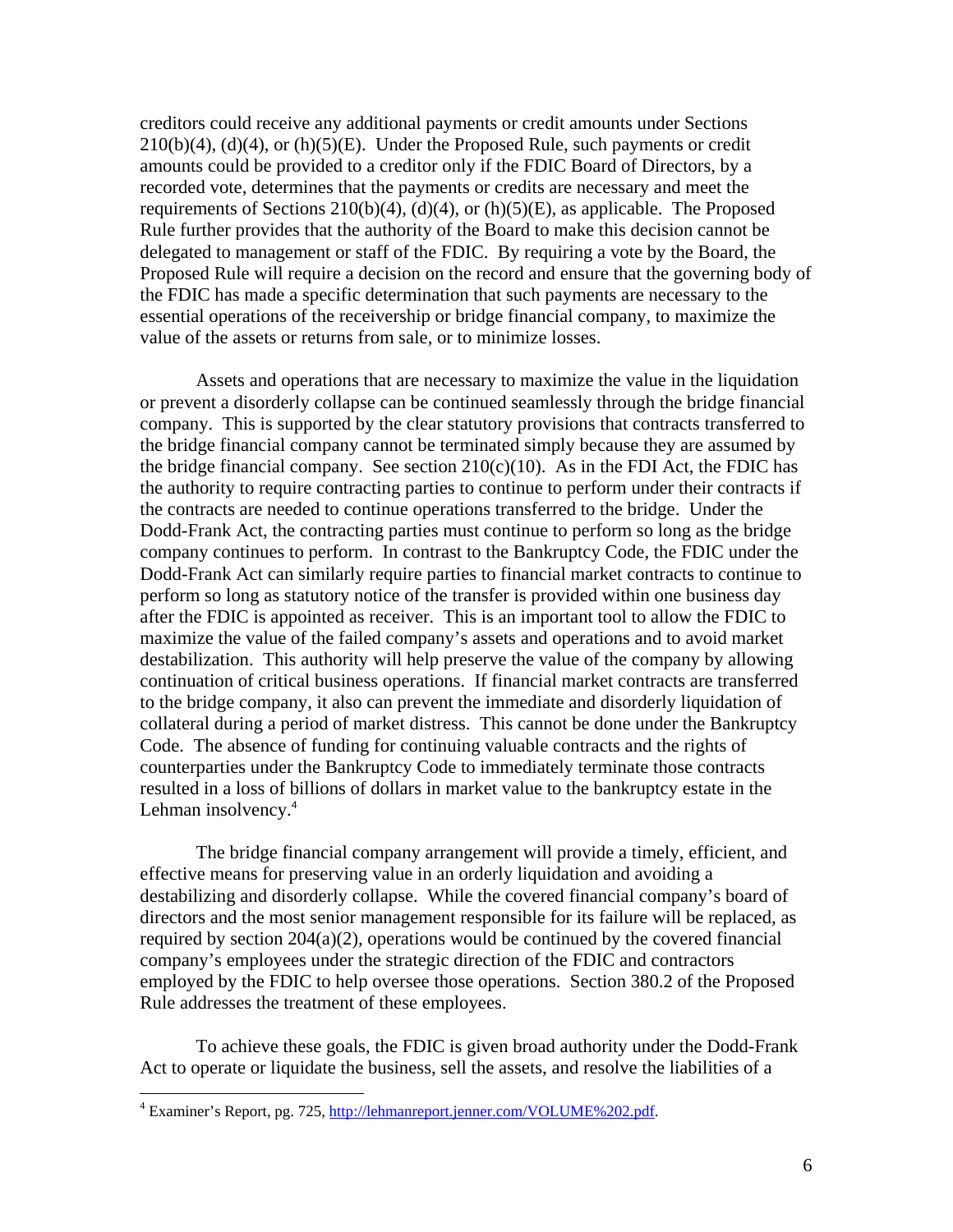creditors could receive any additional payments or credit amounts under Sections 210(b)(4), (d)(4), or (h)(5)(E). Under the Proposed Rule, such payments or credit amounts could be provided to a creditor only if the FDIC Board of Directors, by a recorded vote, determines that the payments or credits are necessary and meet the requirements of Sections 210(b)(4), (d)(4), or (h)(5)(E), as applicable. The Proposed Rule further provides that the authority of the Board to make this decision cannot be delegated to management or staff of the FDIC. By requiring a vote by the Board, the Proposed Rule will require a decision on the record and ensure that the governing body of the FDIC has made a specific determination that such payments are necessary to the essential operations of the receivership or bridge financial company, to maximize the value of the assets or returns from sale, or to minimize losses.

Assets and operations that are necessary to maximize the value in the liquidation or prevent a disorderly collapse can be continued seamlessly through the bridge financial company. This is supported by the clear statutory provisions that contracts transferred to the bridge financial company cannot be terminated simply because they are assumed by the bridge financial company. See section 210(c)(10). As in the FDI Act, the FDIC has the authority to require contracting parties to continue to perform under their contracts if the contracts are needed to continue operations transferred to the bridge. Under the Dodd-Frank Act, the contracting parties must continue to perform so long as the bridge company continues to perform. In contrast to the Bankruptcy Code, the FDIC under the Dodd-Frank Act can similarly require parties to financial market contracts to continue to perform so long as statutory notice of the transfer is provided within one business day after the FDIC is appointed as receiver. This is an important tool to allow the FDIC to maximize the value of the failed company's assets and operations and to avoid market destabilization. This authority will help preserve the value of the company by allowing continuation of critical business operations. If financial market contracts are transferred to the bridge company, it also can prevent the immediate and disorderly liquidation of collateral during a period of market distress. This cannot be done under the Bankruptcy Code. The absence of funding for continuing valuable contracts and the rights of counterparties under the Bankruptcy Code to immediately terminate those contracts resulted in a loss of billions of dollars in market value to the bankruptcy estate in the Lehman insolvency.[4]

The bridge financial company arrangement will provide a timely, efficient, and effective means for preserving value in an orderly liquidation and avoiding a destabilizing and disorderly collapse. While the covered financial company's board of directors and the most senior management responsible for its failure will be replaced, as required by section 204(a)(2), operations would be continued by the covered financial company's employees under the strategic direction of the FDIC and contractors employed by the FDIC to help oversee those operations. Section 380.2 of the Proposed Rule addresses the treatment of these employees.

To achieve these goals, the FDIC is given broad authority under the Dodd-Frank Act to operate or liquidate the business, sell the assets, and resolve the liabilities of a

---

[4] Examiner's Report, pg. 725, http://lehmanreport.jenner.com/VOLUME%202.pdf.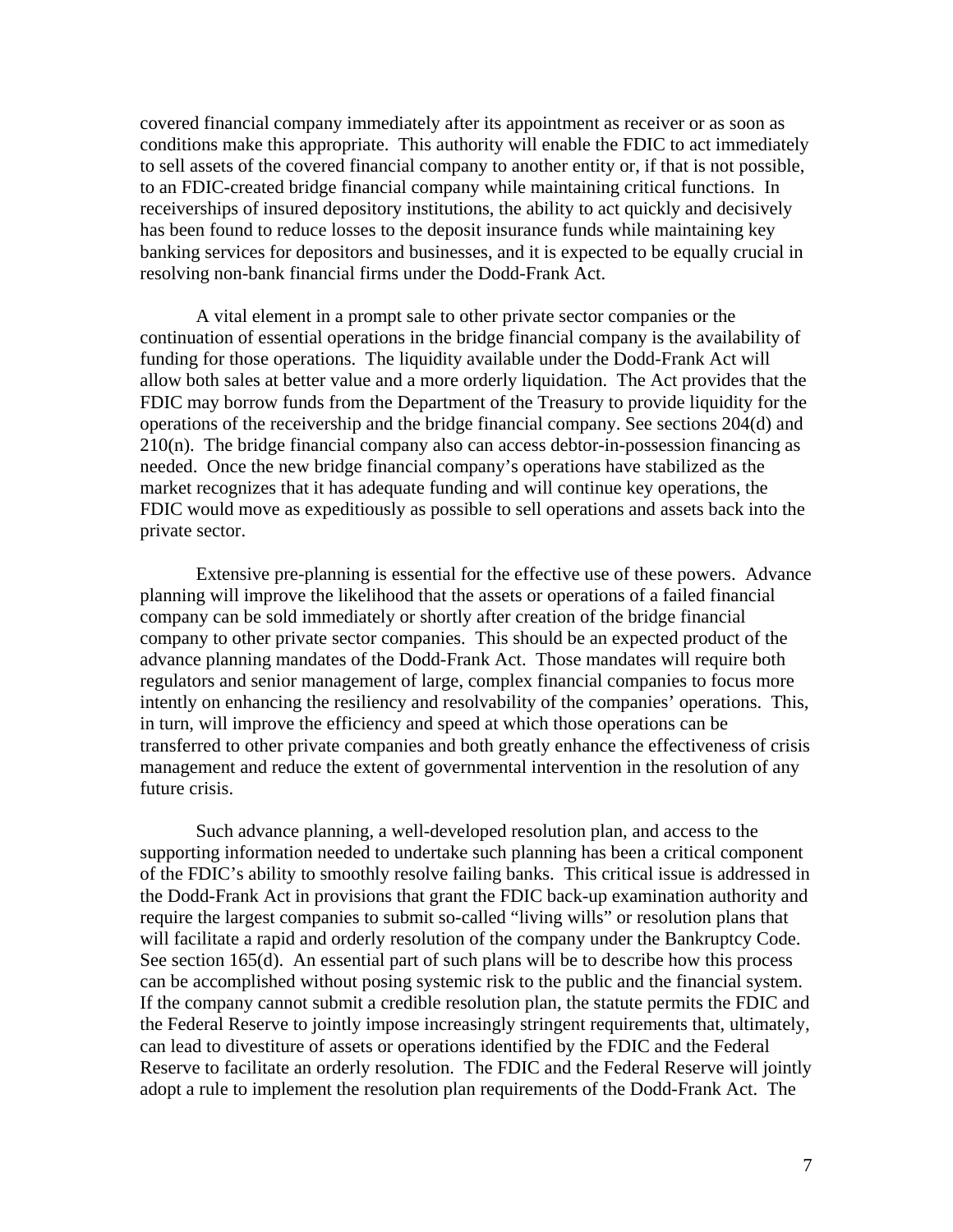covered financial company immediately after its appointment as receiver or as soon as conditions make this appropriate. This authority will enable the FDIC to act immediately to sell assets of the covered financial company to another entity or, if that is not possible, to an FDIC-created bridge financial company while maintaining critical functions. In receiverships of insured depository institutions, the ability to act quickly and decisively has been found to reduce losses to the deposit insurance funds while maintaining key banking services for depositors and businesses, and it is expected to be equally crucial in resolving non-bank financial firms under the Dodd-Frank Act.

A vital element in a prompt sale to other private sector companies or the continuation of essential operations in the bridge financial company is the availability of funding for those operations. The liquidity available under the Dodd-Frank Act will allow both sales at better value and a more orderly liquidation. The Act provides that the FDIC may borrow funds from the Department of the Treasury to provide liquidity for the operations of the receivership and the bridge financial company. See sections 204(d) and 210(n). The bridge financial company also can access debtor-in-possession financing as needed. Once the new bridge financial company's operations have stabilized as the market recognizes that it has adequate funding and will continue key operations, the FDIC would move as expeditiously as possible to sell operations and assets back into the private sector.

Extensive pre-planning is essential for the effective use of these powers. Advance planning will improve the likelihood that the assets or operations of a failed financial company can be sold immediately or shortly after creation of the bridge financial company to other private sector companies. This should be an expected product of the advance planning mandates of the Dodd-Frank Act. Those mandates will require both regulators and senior management of large, complex financial companies to focus more intently on enhancing the resiliency and resolvability of the companies' operations. This, in turn, will improve the efficiency and speed at which those operations can be transferred to other private companies and both greatly enhance the effectiveness of crisis management and reduce the extent of governmental intervention in the resolution of any future crisis.

Such advance planning, a well-developed resolution plan, and access to the supporting information needed to undertake such planning has been a critical component of the FDIC's ability to smoothly resolve failing banks. This critical issue is addressed in the Dodd-Frank Act in provisions that grant the FDIC back-up examination authority and require the largest companies to submit so-called "living wills" or resolution plans that will facilitate a rapid and orderly resolution of the company under the Bankruptcy Code. See section 165(d). An essential part of such plans will be to describe how this process can be accomplished without posing systemic risk to the public and the financial system. If the company cannot submit a credible resolution plan, the statute permits the FDIC and the Federal Reserve to jointly impose increasingly stringent requirements that, ultimately, can lead to divestiture of assets or operations identified by the FDIC and the Federal Reserve to facilitate an orderly resolution. The FDIC and the Federal Reserve will jointly adopt a rule to implement the resolution plan requirements of the Dodd-Frank Act. The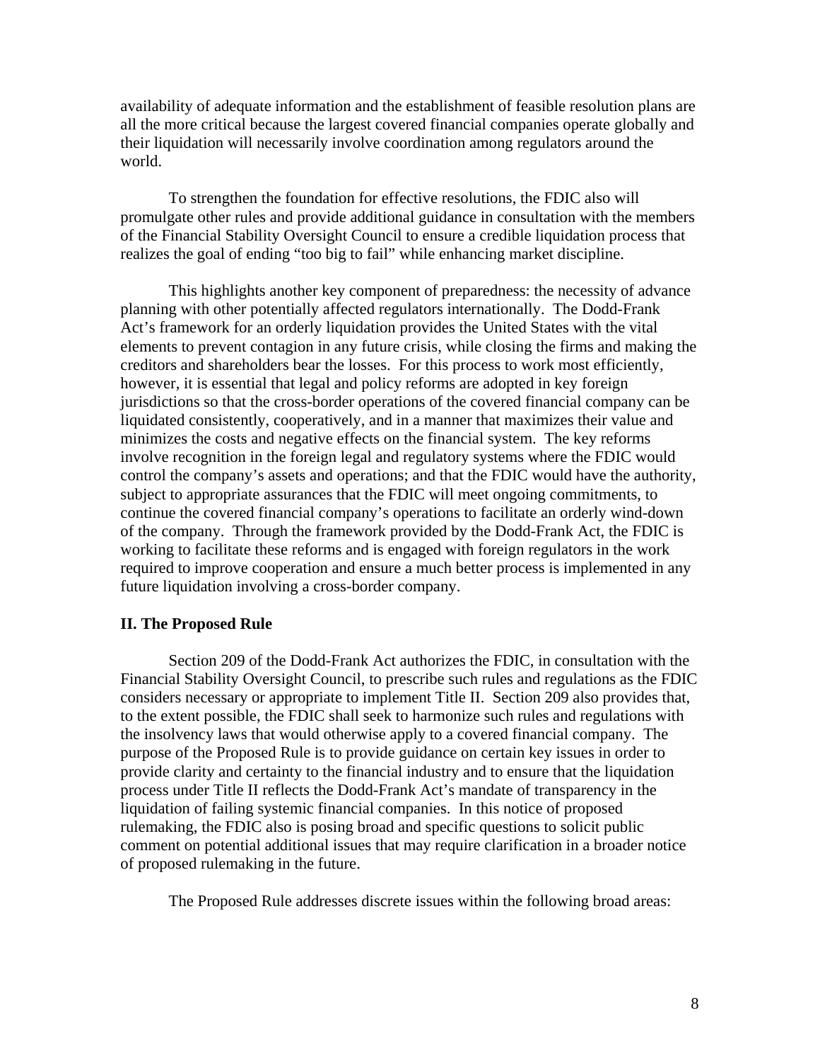availability of adequate information and the establishment of feasible resolution plans are all the more critical because the largest covered financial companies operate globally and their liquidation will necessarily involve coordination among regulators around the world.

To strengthen the foundation for effective resolutions, the FDIC also will promulgate other rules and provide additional guidance in consultation with the members of the Financial Stability Oversight Council to ensure a credible liquidation process that realizes the goal of ending "too big to fail" while enhancing market discipline.

This highlights another key component of preparedness: the necessity of advance planning with other potentially affected regulators internationally. The Dodd-Frank Act's framework for an orderly liquidation provides the United States with the vital elements to prevent contagion in any future crisis, while closing the firms and making the creditors and shareholders bear the losses. For this process to work most efficiently, however, it is essential that legal and policy reforms are adopted in key foreign jurisdictions so that the cross-border operations of the covered financial company can be liquidated consistently, cooperatively, and in a manner that maximizes their value and minimizes the costs and negative effects on the financial system. The key reforms involve recognition in the foreign legal and regulatory systems where the FDIC would control the company's assets and operations; and that the FDIC would have the authority, subject to appropriate assurances that the FDIC will meet ongoing commitments, to continue the covered financial company's operations to facilitate an orderly wind-down of the company. Through the framework provided by the Dodd-Frank Act, the FDIC is working to facilitate these reforms and is engaged with foreign regulators in the work required to improve cooperation and ensure a much better process is implemented in any future liquidation involving a cross-border company.

## II. The Proposed Rule

Section 209 of the Dodd-Frank Act authorizes the FDIC, in consultation with the Financial Stability Oversight Council, to prescribe such rules and regulations as the FDIC considers necessary or appropriate to implement Title II. Section 209 also provides that, to the extent possible, the FDIC shall seek to harmonize such rules and regulations with the insolvency laws that would otherwise apply to a covered financial company. The purpose of the Proposed Rule is to provide guidance on certain key issues in order to provide clarity and certainty to the financial industry and to ensure that the liquidation process under Title II reflects the Dodd-Frank Act's mandate of transparency in the liquidation of failing systemic financial companies. In this notice of proposed rulemaking, the FDIC also is posing broad and specific questions to solicit public comment on potential additional issues that may require clarification in a broader notice of proposed rulemaking in the future.

The Proposed Rule addresses discrete issues within the following broad areas: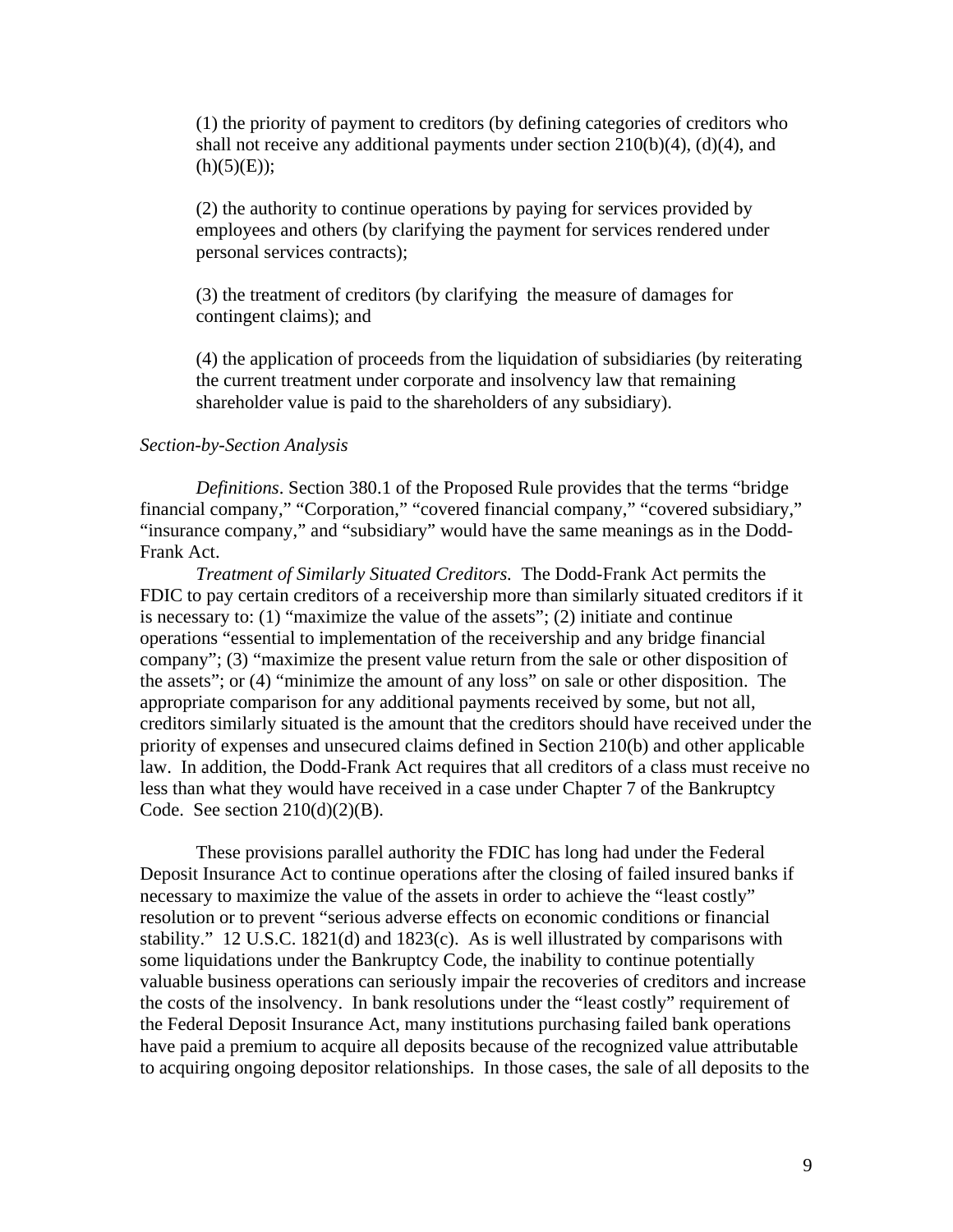(1) the priority of payment to creditors (by defining categories of creditors who shall not receive any additional payments under section 210(b)(4), (d)(4), and (h)(5)(E));

(2) the authority to continue operations by paying for services provided by employees and others (by clarifying the payment for services rendered under personal services contracts);

(3) the treatment of creditors (by clarifying the measure of damages for contingent claims); and

(4) the application of proceeds from the liquidation of subsidiaries (by reiterating the current treatment under corporate and insolvency law that remaining shareholder value is paid to the shareholders of any subsidiary).

*Section-by-Section Analysis*

*Definitions*. Section 380.1 of the Proposed Rule provides that the terms "bridge financial company," "Corporation," "covered financial company," "covered subsidiary," "insurance company," and "subsidiary" would have the same meanings as in the Dodd-Frank Act.

*Treatment of Similarly Situated Creditors.* The Dodd-Frank Act permits the FDIC to pay certain creditors of a receivership more than similarly situated creditors if it is necessary to: (1) "maximize the value of the assets"; (2) initiate and continue operations "essential to implementation of the receivership and any bridge financial company"; (3) "maximize the present value return from the sale or other disposition of the assets"; or (4) "minimize the amount of any loss" on sale or other disposition. The appropriate comparison for any additional payments received by some, but not all, creditors similarly situated is the amount that the creditors should have received under the priority of expenses and unsecured claims defined in Section 210(b) and other applicable law. In addition, the Dodd-Frank Act requires that all creditors of a class must receive no less than what they would have received in a case under Chapter 7 of the Bankruptcy Code. See section 210(d)(2)(B).

These provisions parallel authority the FDIC has long had under the Federal Deposit Insurance Act to continue operations after the closing of failed insured banks if necessary to maximize the value of the assets in order to achieve the "least costly" resolution or to prevent "serious adverse effects on economic conditions or financial stability." 12 U.S.C. 1821(d) and 1823(c). As is well illustrated by comparisons with some liquidations under the Bankruptcy Code, the inability to continue potentially valuable business operations can seriously impair the recoveries of creditors and increase the costs of the insolvency. In bank resolutions under the "least costly" requirement of the Federal Deposit Insurance Act, many institutions purchasing failed bank operations have paid a premium to acquire all deposits because of the recognized value attributable to acquiring ongoing depositor relationships. In those cases, the sale of all deposits to the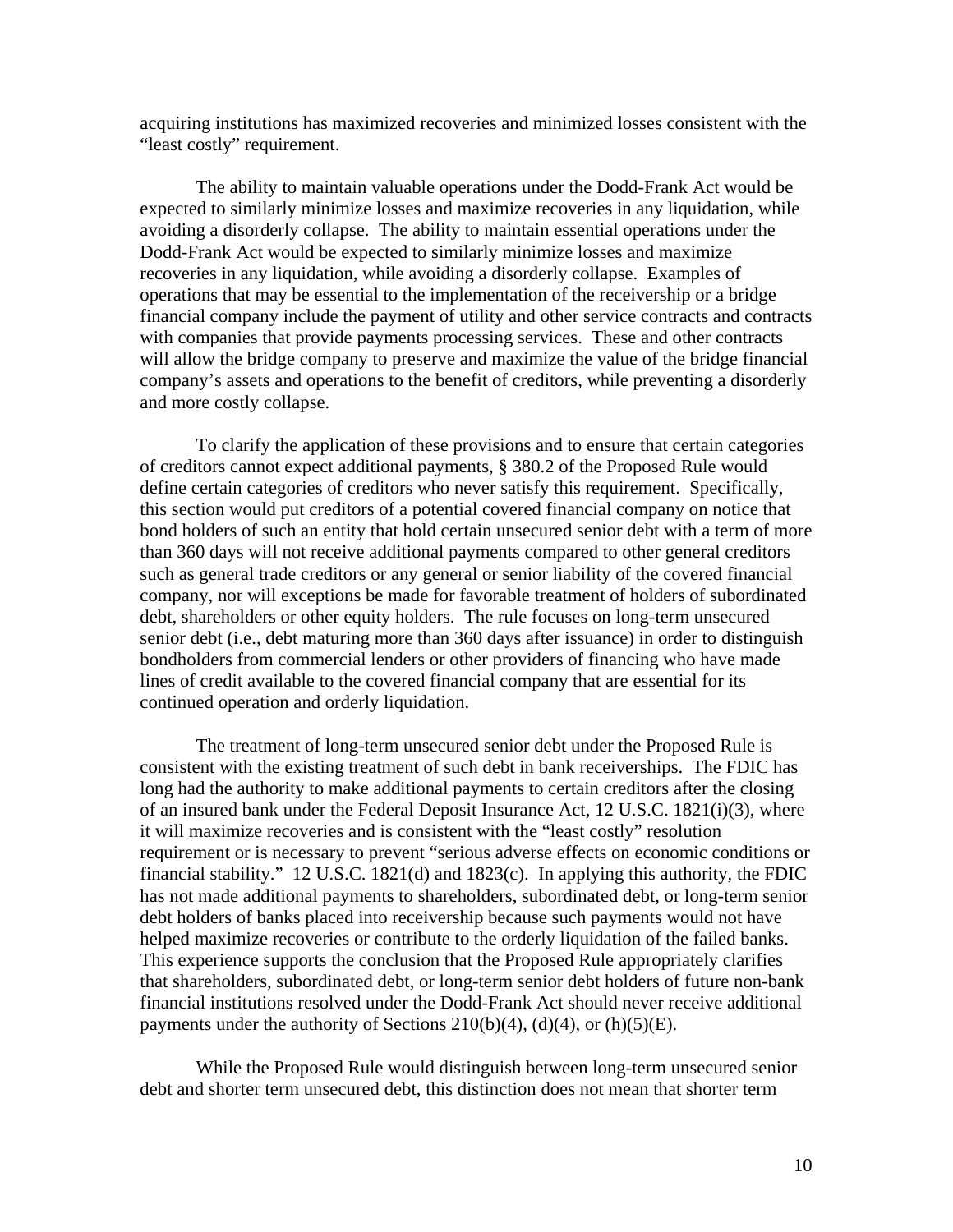acquiring institutions has maximized recoveries and minimized losses consistent with the "least costly" requirement.

The ability to maintain valuable operations under the Dodd-Frank Act would be expected to similarly minimize losses and maximize recoveries in any liquidation, while avoiding a disorderly collapse. The ability to maintain essential operations under the Dodd-Frank Act would be expected to similarly minimize losses and maximize recoveries in any liquidation, while avoiding a disorderly collapse. Examples of operations that may be essential to the implementation of the receivership or a bridge financial company include the payment of utility and other service contracts and contracts with companies that provide payments processing services. These and other contracts will allow the bridge company to preserve and maximize the value of the bridge financial company's assets and operations to the benefit of creditors, while preventing a disorderly and more costly collapse.

To clarify the application of these provisions and to ensure that certain categories of creditors cannot expect additional payments, § 380.2 of the Proposed Rule would define certain categories of creditors who never satisfy this requirement. Specifically, this section would put creditors of a potential covered financial company on notice that bond holders of such an entity that hold certain unsecured senior debt with a term of more than 360 days will not receive additional payments compared to other general creditors such as general trade creditors or any general or senior liability of the covered financial company, nor will exceptions be made for favorable treatment of holders of subordinated debt, shareholders or other equity holders. The rule focuses on long-term unsecured senior debt (i.e., debt maturing more than 360 days after issuance) in order to distinguish bondholders from commercial lenders or other providers of financing who have made lines of credit available to the covered financial company that are essential for its continued operation and orderly liquidation.

The treatment of long-term unsecured senior debt under the Proposed Rule is consistent with the existing treatment of such debt in bank receiverships. The FDIC has long had the authority to make additional payments to certain creditors after the closing of an insured bank under the Federal Deposit Insurance Act, 12 U.S.C. 1821(i)(3), where it will maximize recoveries and is consistent with the "least costly" resolution requirement or is necessary to prevent "serious adverse effects on economic conditions or financial stability." 12 U.S.C. 1821(d) and 1823(c). In applying this authority, the FDIC has not made additional payments to shareholders, subordinated debt, or long-term senior debt holders of banks placed into receivership because such payments would not have helped maximize recoveries or contribute to the orderly liquidation of the failed banks. This experience supports the conclusion that the Proposed Rule appropriately clarifies that shareholders, subordinated debt, or long-term senior debt holders of future non-bank financial institutions resolved under the Dodd-Frank Act should never receive additional payments under the authority of Sections 210(b)(4), (d)(4), or (h)(5)(E).

While the Proposed Rule would distinguish between long-term unsecured senior debt and shorter term unsecured debt, this distinction does not mean that shorter term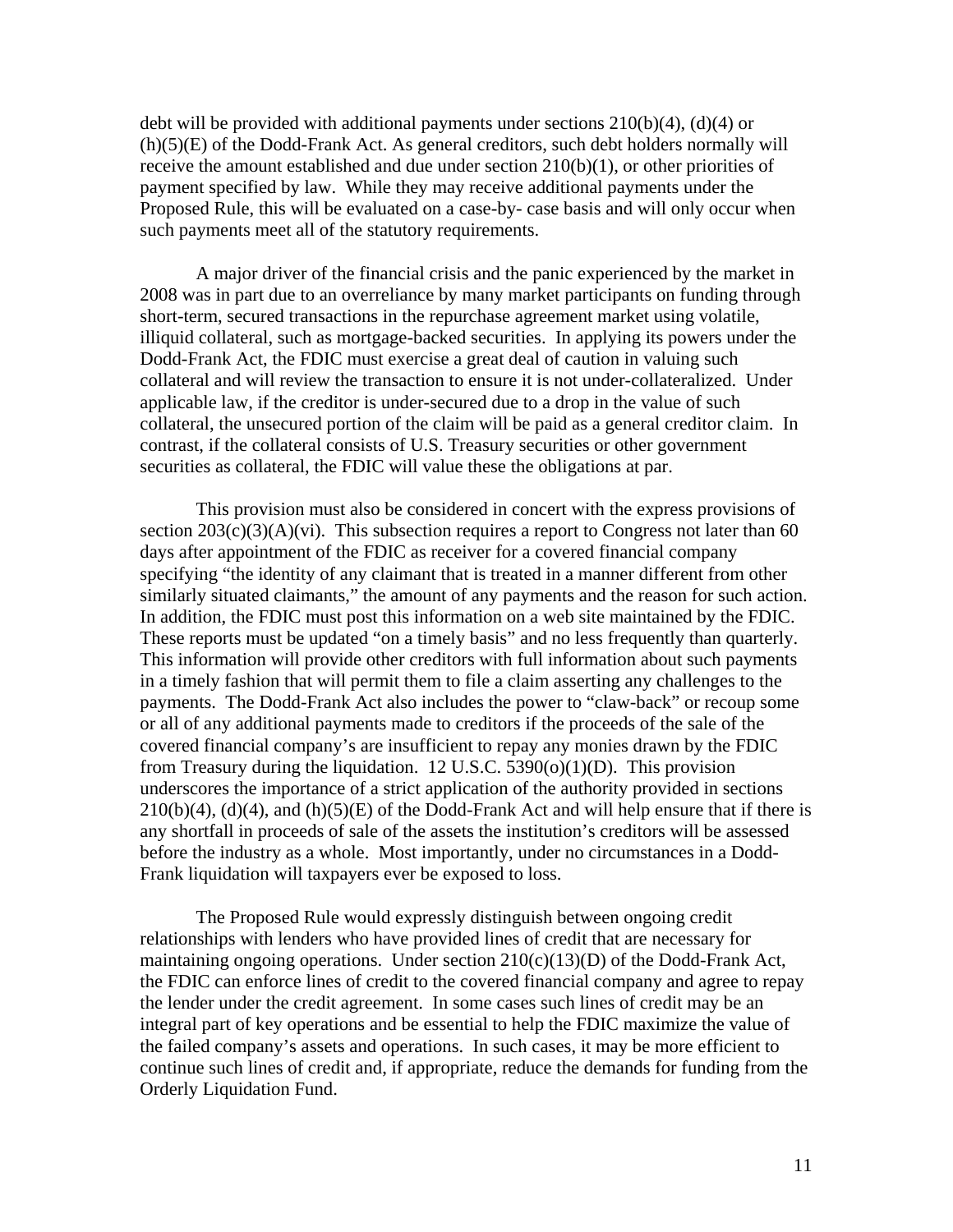debt will be provided with additional payments under sections 210(b)(4), (d)(4) or (h)(5)(E) of the Dodd-Frank Act. As general creditors, such debt holders normally will receive the amount established and due under section 210(b)(1), or other priorities of payment specified by law. While they may receive additional payments under the Proposed Rule, this will be evaluated on a case-by- case basis and will only occur when such payments meet all of the statutory requirements.

A major driver of the financial crisis and the panic experienced by the market in 2008 was in part due to an overreliance by many market participants on funding through short-term, secured transactions in the repurchase agreement market using volatile, illiquid collateral, such as mortgage-backed securities. In applying its powers under the Dodd-Frank Act, the FDIC must exercise a great deal of caution in valuing such collateral and will review the transaction to ensure it is not under-collateralized. Under applicable law, if the creditor is under-secured due to a drop in the value of such collateral, the unsecured portion of the claim will be paid as a general creditor claim. In contrast, if the collateral consists of U.S. Treasury securities or other government securities as collateral, the FDIC will value these the obligations at par.

This provision must also be considered in concert with the express provisions of section 203(c)(3)(A)(vi). This subsection requires a report to Congress not later than 60 days after appointment of the FDIC as receiver for a covered financial company specifying "the identity of any claimant that is treated in a manner different from other similarly situated claimants," the amount of any payments and the reason for such action. In addition, the FDIC must post this information on a web site maintained by the FDIC. These reports must be updated "on a timely basis" and no less frequently than quarterly. This information will provide other creditors with full information about such payments in a timely fashion that will permit them to file a claim asserting any challenges to the payments. The Dodd-Frank Act also includes the power to "claw-back" or recoup some or all of any additional payments made to creditors if the proceeds of the sale of the covered financial company's are insufficient to repay any monies drawn by the FDIC from Treasury during the liquidation. 12 U.S.C. 5390(o)(1)(D). This provision underscores the importance of a strict application of the authority provided in sections 210(b)(4), (d)(4), and (h)(5)(E) of the Dodd-Frank Act and will help ensure that if there is any shortfall in proceeds of sale of the assets the institution's creditors will be assessed before the industry as a whole. Most importantly, under no circumstances in a Dodd-Frank liquidation will taxpayers ever be exposed to loss.

The Proposed Rule would expressly distinguish between ongoing credit relationships with lenders who have provided lines of credit that are necessary for maintaining ongoing operations. Under section 210(c)(13)(D) of the Dodd-Frank Act, the FDIC can enforce lines of credit to the covered financial company and agree to repay the lender under the credit agreement. In some cases such lines of credit may be an integral part of key operations and be essential to help the FDIC maximize the value of the failed company's assets and operations. In such cases, it may be more efficient to continue such lines of credit and, if appropriate, reduce the demands for funding from the Orderly Liquidation Fund.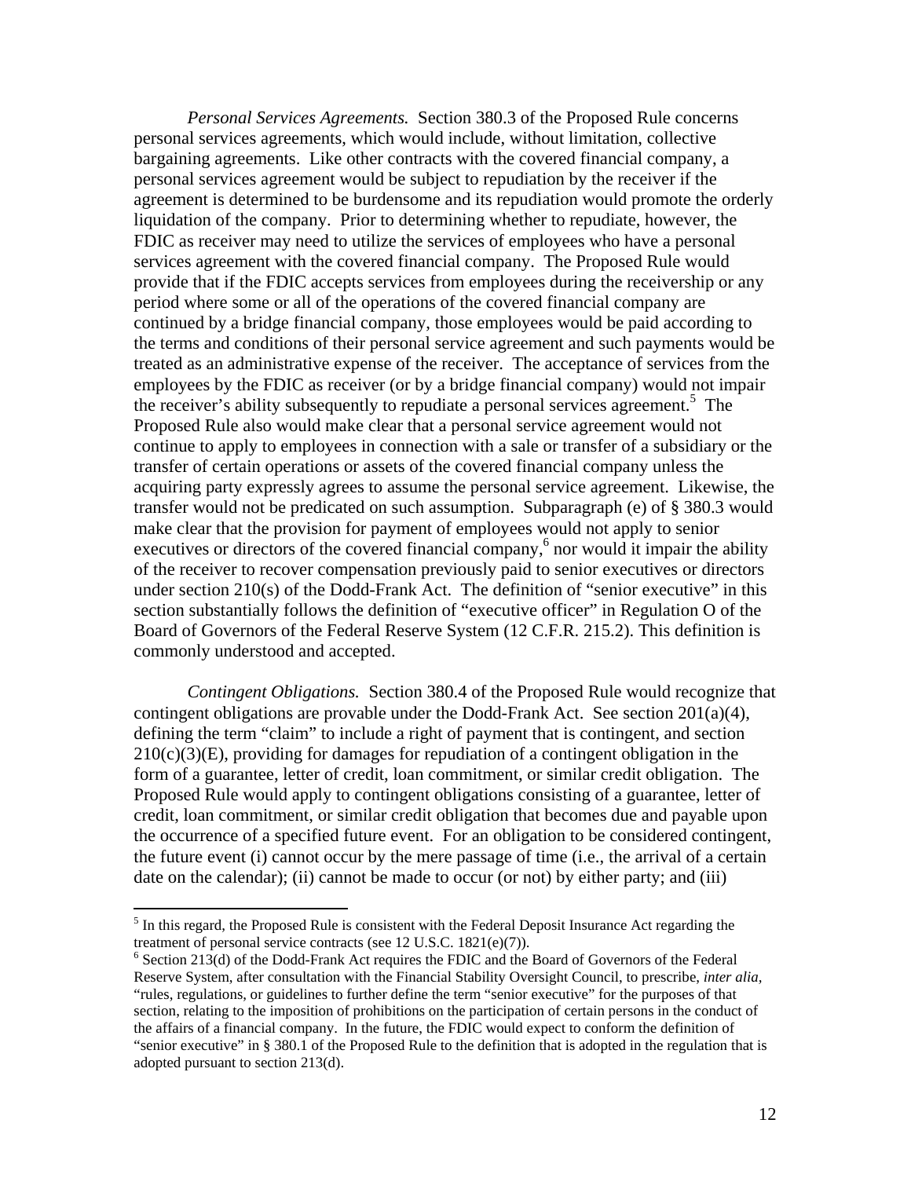*Personal Services Agreements.* Section 380.3 of the Proposed Rule concerns personal services agreements, which would include, without limitation, collective bargaining agreements. Like other contracts with the covered financial company, a personal services agreement would be subject to repudiation by the receiver if the agreement is determined to be burdensome and its repudiation would promote the orderly liquidation of the company. Prior to determining whether to repudiate, however, the FDIC as receiver may need to utilize the services of employees who have a personal services agreement with the covered financial company. The Proposed Rule would provide that if the FDIC accepts services from employees during the receivership or any period where some or all of the operations of the covered financial company are continued by a bridge financial company, those employees would be paid according to the terms and conditions of their personal service agreement and such payments would be treated as an administrative expense of the receiver. The acceptance of services from the employees by the FDIC as receiver (or by a bridge financial company) would not impair the receiver's ability subsequently to repudiate a personal services agreement.[5] The Proposed Rule also would make clear that a personal service agreement would not continue to apply to employees in connection with a sale or transfer of a subsidiary or the transfer of certain operations or assets of the covered financial company unless the acquiring party expressly agrees to assume the personal service agreement. Likewise, the transfer would not be predicated on such assumption. Subparagraph (e) of § 380.3 would make clear that the provision for payment of employees would not apply to senior executives or directors of the covered financial company,[6] nor would it impair the ability of the receiver to recover compensation previously paid to senior executives or directors under section 210(s) of the Dodd-Frank Act. The definition of "senior executive" in this section substantially follows the definition of "executive officer" in Regulation O of the Board of Governors of the Federal Reserve System (12 C.F.R. 215.2). This definition is commonly understood and accepted.

*Contingent Obligations.* Section 380.4 of the Proposed Rule would recognize that contingent obligations are provable under the Dodd-Frank Act. See section 201(a)(4), defining the term "claim" to include a right of payment that is contingent, and section 210(c)(3)(E), providing for damages for repudiation of a contingent obligation in the form of a guarantee, letter of credit, loan commitment, or similar credit obligation. The Proposed Rule would apply to contingent obligations consisting of a guarantee, letter of credit, loan commitment, or similar credit obligation that becomes due and payable upon the occurrence of a specified future event. For an obligation to be considered contingent, the future event (i) cannot occur by the mere passage of time (i.e., the arrival of a certain date on the calendar); (ii) cannot be made to occur (or not) by either party; and (iii)

---

[5] In this regard, the Proposed Rule is consistent with the Federal Deposit Insurance Act regarding the treatment of personal service contracts (see 12 U.S.C. 1821(e)(7)).

[6] Section 213(d) of the Dodd-Frank Act requires the FDIC and the Board of Governors of the Federal Reserve System, after consultation with the Financial Stability Oversight Council, to prescribe, *inter alia,* "rules, regulations, or guidelines to further define the term "senior executive" for the purposes of that section, relating to the imposition of prohibitions on the participation of certain persons in the conduct of the affairs of a financial company. In the future, the FDIC would expect to conform the definition of "senior executive" in § 380.1 of the Proposed Rule to the definition that is adopted in the regulation that is adopted pursuant to section 213(d).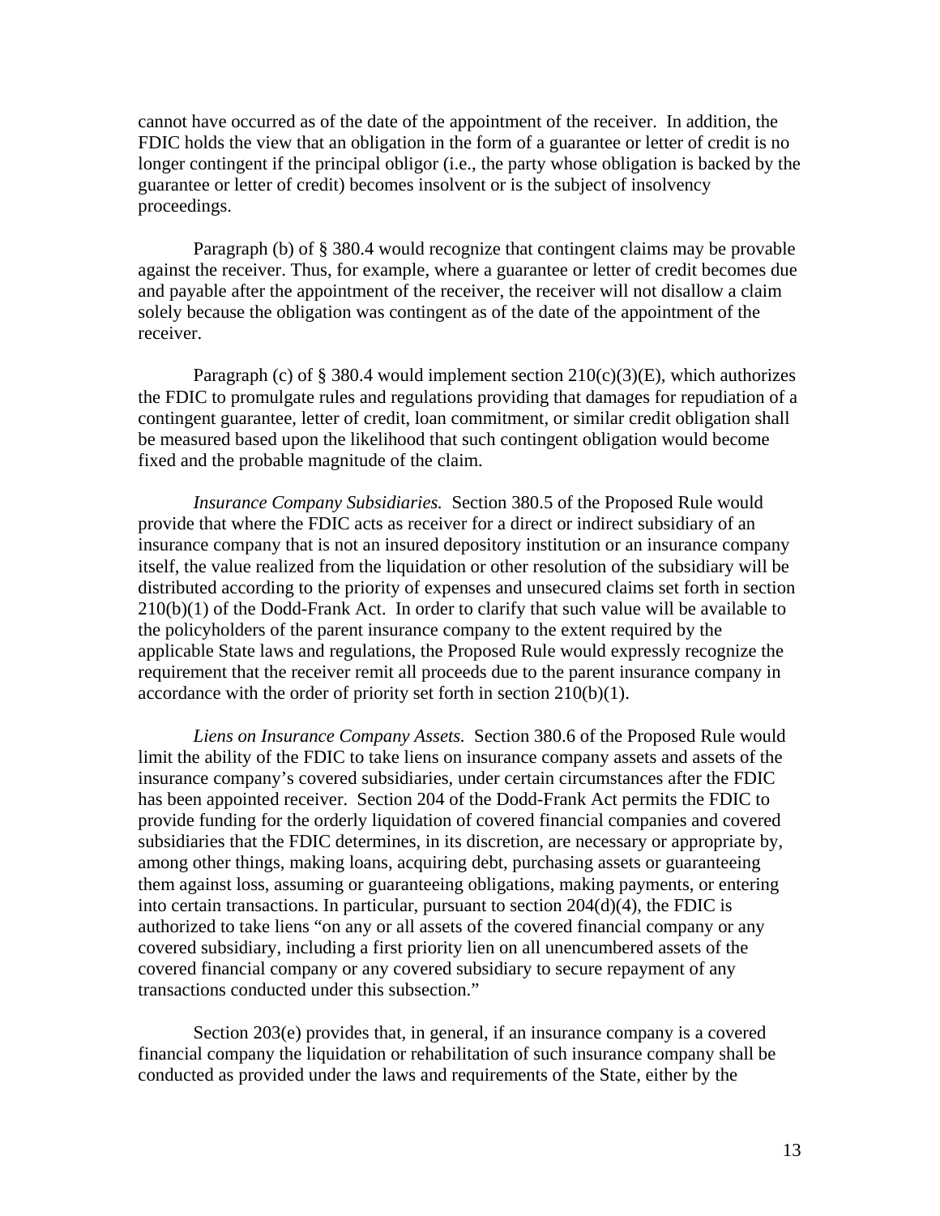cannot have occurred as of the date of the appointment of the receiver. In addition, the FDIC holds the view that an obligation in the form of a guarantee or letter of credit is no longer contingent if the principal obligor (i.e., the party whose obligation is backed by the guarantee or letter of credit) becomes insolvent or is the subject of insolvency proceedings.

Paragraph (b) of § 380.4 would recognize that contingent claims may be provable against the receiver. Thus, for example, where a guarantee or letter of credit becomes due and payable after the appointment of the receiver, the receiver will not disallow a claim solely because the obligation was contingent as of the date of the appointment of the receiver.

Paragraph (c) of § 380.4 would implement section 210(c)(3)(E), which authorizes the FDIC to promulgate rules and regulations providing that damages for repudiation of a contingent guarantee, letter of credit, loan commitment, or similar credit obligation shall be measured based upon the likelihood that such contingent obligation would become fixed and the probable magnitude of the claim.

*Insurance Company Subsidiaries.* Section 380.5 of the Proposed Rule would provide that where the FDIC acts as receiver for a direct or indirect subsidiary of an insurance company that is not an insured depository institution or an insurance company itself, the value realized from the liquidation or other resolution of the subsidiary will be distributed according to the priority of expenses and unsecured claims set forth in section 210(b)(1) of the Dodd-Frank Act. In order to clarify that such value will be available to the policyholders of the parent insurance company to the extent required by the applicable State laws and regulations, the Proposed Rule would expressly recognize the requirement that the receiver remit all proceeds due to the parent insurance company in accordance with the order of priority set forth in section 210(b)(1).

*Liens on Insurance Company Assets.* Section 380.6 of the Proposed Rule would limit the ability of the FDIC to take liens on insurance company assets and assets of the insurance company's covered subsidiaries, under certain circumstances after the FDIC has been appointed receiver. Section 204 of the Dodd-Frank Act permits the FDIC to provide funding for the orderly liquidation of covered financial companies and covered subsidiaries that the FDIC determines, in its discretion, are necessary or appropriate by, among other things, making loans, acquiring debt, purchasing assets or guaranteeing them against loss, assuming or guaranteeing obligations, making payments, or entering into certain transactions. In particular, pursuant to section 204(d)(4), the FDIC is authorized to take liens "on any or all assets of the covered financial company or any covered subsidiary, including a first priority lien on all unencumbered assets of the covered financial company or any covered subsidiary to secure repayment of any transactions conducted under this subsection."

Section 203(e) provides that, in general, if an insurance company is a covered financial company the liquidation or rehabilitation of such insurance company shall be conducted as provided under the laws and requirements of the State, either by the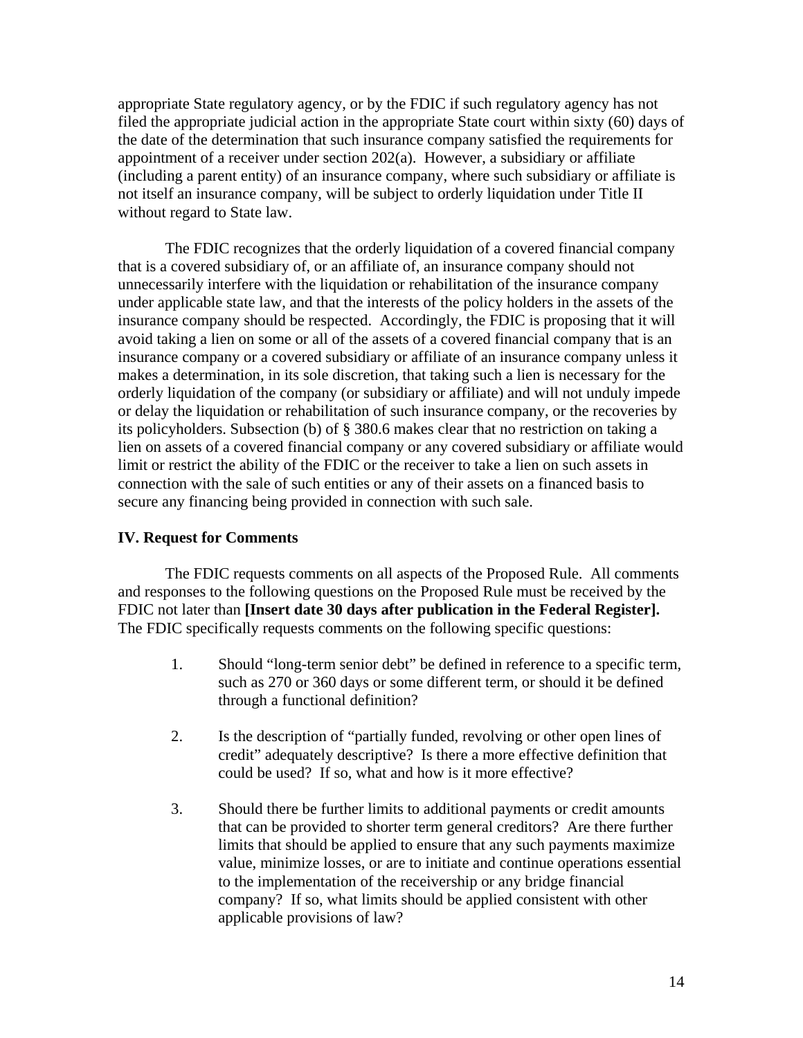appropriate State regulatory agency, or by the FDIC if such regulatory agency has not filed the appropriate judicial action in the appropriate State court within sixty (60) days of the date of the determination that such insurance company satisfied the requirements for appointment of a receiver under section 202(a). However, a subsidiary or affiliate (including a parent entity) of an insurance company, where such subsidiary or affiliate is not itself an insurance company, will be subject to orderly liquidation under Title II without regard to State law.

The FDIC recognizes that the orderly liquidation of a covered financial company that is a covered subsidiary of, or an affiliate of, an insurance company should not unnecessarily interfere with the liquidation or rehabilitation of the insurance company under applicable state law, and that the interests of the policy holders in the assets of the insurance company should be respected. Accordingly, the FDIC is proposing that it will avoid taking a lien on some or all of the assets of a covered financial company that is an insurance company or a covered subsidiary or affiliate of an insurance company unless it makes a determination, in its sole discretion, that taking such a lien is necessary for the orderly liquidation of the company (or subsidiary or affiliate) and will not unduly impede or delay the liquidation or rehabilitation of such insurance company, or the recoveries by its policyholders. Subsection (b) of § 380.6 makes clear that no restriction on taking a lien on assets of a covered financial company or any covered subsidiary or affiliate would limit or restrict the ability of the FDIC or the receiver to take a lien on such assets in connection with the sale of such entities or any of their assets on a financed basis to secure any financing being provided in connection with such sale.

**IV. Request for Comments**

The FDIC requests comments on all aspects of the Proposed Rule. All comments and responses to the following questions on the Proposed Rule must be received by the FDIC not later than **[Insert date 30 days after publication in the Federal Register].** The FDIC specifically requests comments on the following specific questions:

1. Should "long-term senior debt" be defined in reference to a specific term, such as 270 or 360 days or some different term, or should it be defined through a functional definition?

2. Is the description of "partially funded, revolving or other open lines of credit" adequately descriptive? Is there a more effective definition that could be used? If so, what and how is it more effective?

3. Should there be further limits to additional payments or credit amounts that can be provided to shorter term general creditors? Are there further limits that should be applied to ensure that any such payments maximize value, minimize losses, or are to initiate and continue operations essential to the implementation of the receivership or any bridge financial company? If so, what limits should be applied consistent with other applicable provisions of law?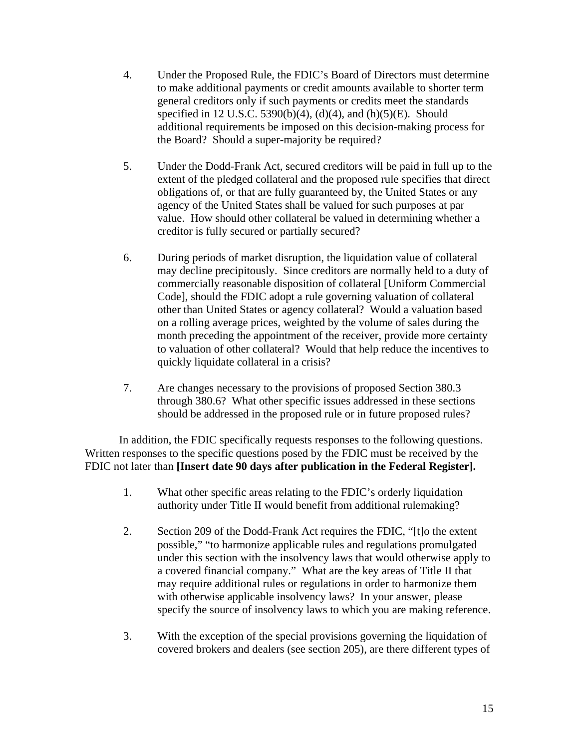4. Under the Proposed Rule, the FDIC's Board of Directors must determine to make additional payments or credit amounts available to shorter term general creditors only if such payments or credits meet the standards specified in 12 U.S.C. 5390(b)(4), (d)(4), and (h)(5)(E). Should additional requirements be imposed on this decision-making process for the Board? Should a super-majority be required?

5. Under the Dodd-Frank Act, secured creditors will be paid in full up to the extent of the pledged collateral and the proposed rule specifies that direct obligations of, or that are fully guaranteed by, the United States or any agency of the United States shall be valued for such purposes at par value. How should other collateral be valued in determining whether a creditor is fully secured or partially secured?

6. During periods of market disruption, the liquidation value of collateral may decline precipitously. Since creditors are normally held to a duty of commercially reasonable disposition of collateral [Uniform Commercial Code], should the FDIC adopt a rule governing valuation of collateral other than United States or agency collateral? Would a valuation based on a rolling average prices, weighted by the volume of sales during the month preceding the appointment of the receiver, provide more certainty to valuation of other collateral? Would that help reduce the incentives to quickly liquidate collateral in a crisis?

7. Are changes necessary to the provisions of proposed Section 380.3 through 380.6? What other specific issues addressed in these sections should be addressed in the proposed rule or in future proposed rules?

In addition, the FDIC specifically requests responses to the following questions. Written responses to the specific questions posed by the FDIC must be received by the FDIC not later than **[Insert date 90 days after publication in the Federal Register].**

1. What other specific areas relating to the FDIC's orderly liquidation authority under Title II would benefit from additional rulemaking?

2. Section 209 of the Dodd-Frank Act requires the FDIC, "[t]o the extent possible," "to harmonize applicable rules and regulations promulgated under this section with the insolvency laws that would otherwise apply to a covered financial company." What are the key areas of Title II that may require additional rules or regulations in order to harmonize them with otherwise applicable insolvency laws? In your answer, please specify the source of insolvency laws to which you are making reference.

3. With the exception of the special provisions governing the liquidation of covered brokers and dealers (see section 205), are there different types of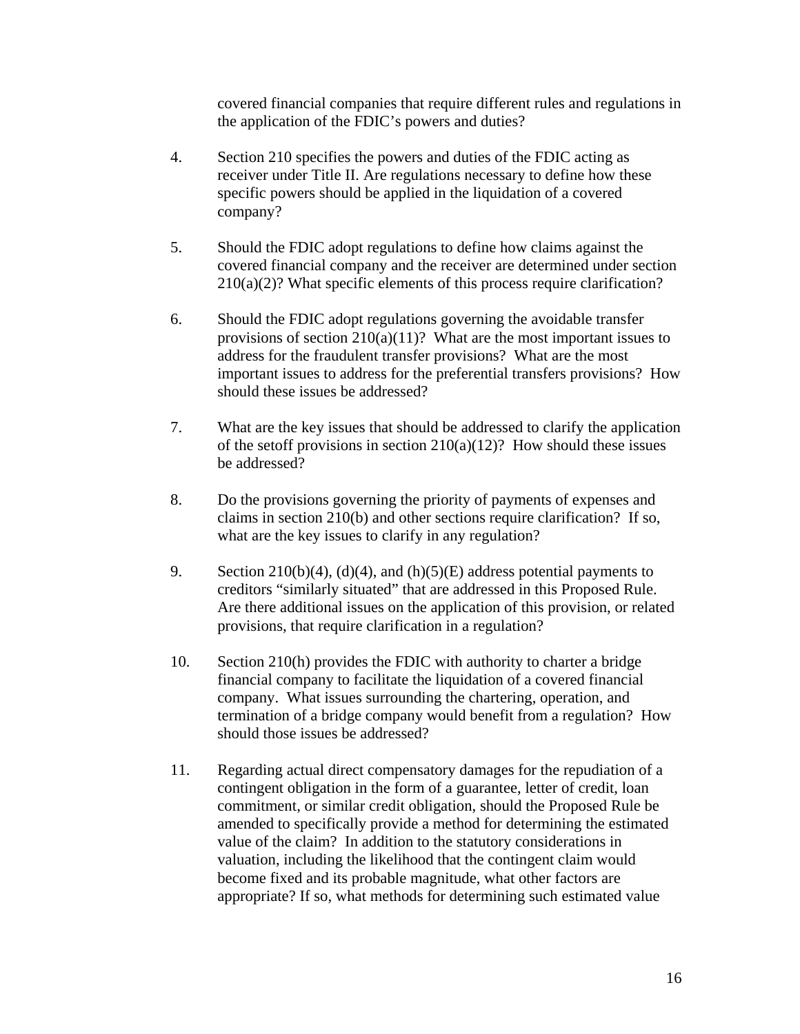covered financial companies that require different rules and regulations in the application of the FDIC's powers and duties?

4. Section 210 specifies the powers and duties of the FDIC acting as receiver under Title II. Are regulations necessary to define how these specific powers should be applied in the liquidation of a covered company?

5. Should the FDIC adopt regulations to define how claims against the covered financial company and the receiver are determined under section 210(a)(2)? What specific elements of this process require clarification?

6. Should the FDIC adopt regulations governing the avoidable transfer provisions of section 210(a)(11)? What are the most important issues to address for the fraudulent transfer provisions? What are the most important issues to address for the preferential transfers provisions? How should these issues be addressed?

7. What are the key issues that should be addressed to clarify the application of the setoff provisions in section 210(a)(12)? How should these issues be addressed?

8. Do the provisions governing the priority of payments of expenses and claims in section 210(b) and other sections require clarification? If so, what are the key issues to clarify in any regulation?

9. Section 210(b)(4), (d)(4), and (h)(5)(E) address potential payments to creditors "similarly situated" that are addressed in this Proposed Rule. Are there additional issues on the application of this provision, or related provisions, that require clarification in a regulation?

10. Section 210(h) provides the FDIC with authority to charter a bridge financial company to facilitate the liquidation of a covered financial company. What issues surrounding the chartering, operation, and termination of a bridge company would benefit from a regulation? How should those issues be addressed?

11. Regarding actual direct compensatory damages for the repudiation of a contingent obligation in the form of a guarantee, letter of credit, loan commitment, or similar credit obligation, should the Proposed Rule be amended to specifically provide a method for determining the estimated value of the claim? In addition to the statutory considerations in valuation, including the likelihood that the contingent claim would become fixed and its probable magnitude, what other factors are appropriate? If so, what methods for determining such estimated value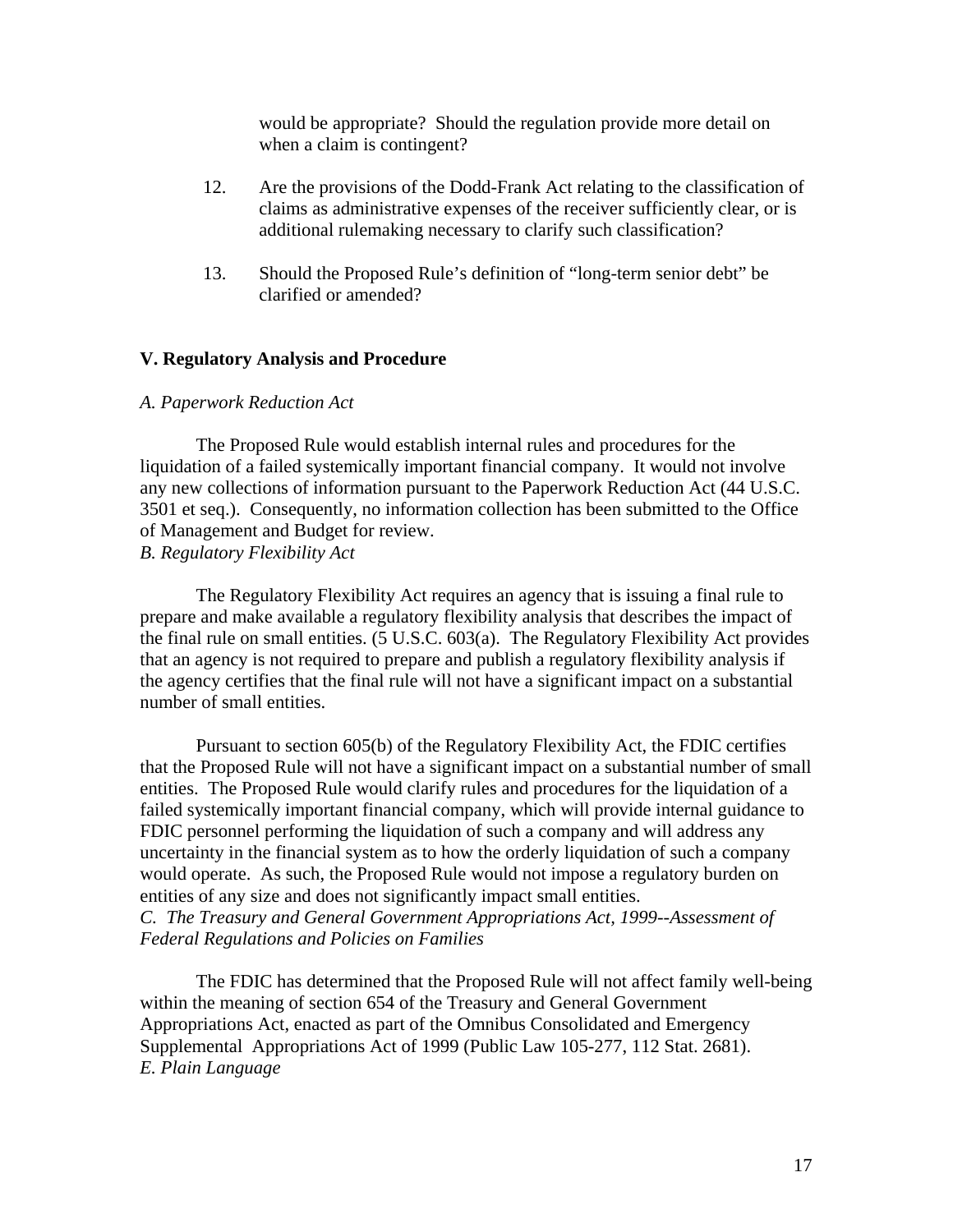would be appropriate? Should the regulation provide more detail on when a claim is contingent?

12. Are the provisions of the Dodd-Frank Act relating to the classification of claims as administrative expenses of the receiver sufficiently clear, or is additional rulemaking necessary to clarify such classification?

13. Should the Proposed Rule's definition of "long-term senior debt" be clarified or amended?

## V. Regulatory Analysis and Procedure

*A. Paperwork Reduction Act*

The Proposed Rule would establish internal rules and procedures for the liquidation of a failed systemically important financial company. It would not involve any new collections of information pursuant to the Paperwork Reduction Act (44 U.S.C. 3501 et seq.). Consequently, no information collection has been submitted to the Office of Management and Budget for review.

*B. Regulatory Flexibility Act*

The Regulatory Flexibility Act requires an agency that is issuing a final rule to prepare and make available a regulatory flexibility analysis that describes the impact of the final rule on small entities. (5 U.S.C. 603(a). The Regulatory Flexibility Act provides that an agency is not required to prepare and publish a regulatory flexibility analysis if the agency certifies that the final rule will not have a significant impact on a substantial number of small entities.

Pursuant to section 605(b) of the Regulatory Flexibility Act, the FDIC certifies that the Proposed Rule will not have a significant impact on a substantial number of small entities. The Proposed Rule would clarify rules and procedures for the liquidation of a failed systemically important financial company, which will provide internal guidance to FDIC personnel performing the liquidation of such a company and will address any uncertainty in the financial system as to how the orderly liquidation of such a company would operate. As such, the Proposed Rule would not impose a regulatory burden on entities of any size and does not significantly impact small entities.

*C. The Treasury and General Government Appropriations Act, 1999--Assessment of Federal Regulations and Policies on Families*

The FDIC has determined that the Proposed Rule will not affect family well-being within the meaning of section 654 of the Treasury and General Government Appropriations Act, enacted as part of the Omnibus Consolidated and Emergency Supplemental Appropriations Act of 1999 (Public Law 105-277, 112 Stat. 2681).

*E. Plain Language*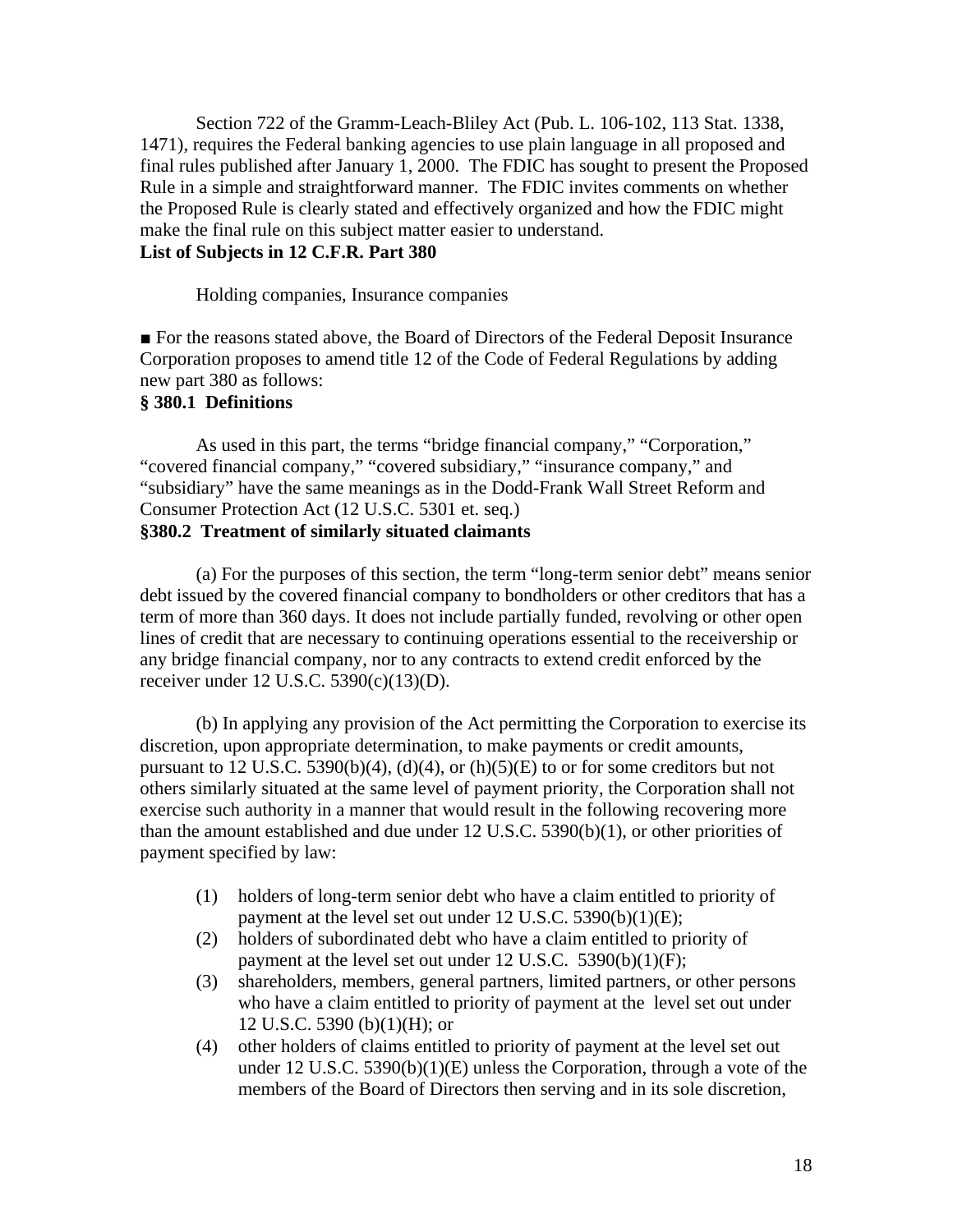Section 722 of the Gramm-Leach-Bliley Act (Pub. L. 106-102, 113 Stat. 1338, 1471), requires the Federal banking agencies to use plain language in all proposed and final rules published after January 1, 2000. The FDIC has sought to present the Proposed Rule in a simple and straightforward manner. The FDIC invites comments on whether the Proposed Rule is clearly stated and effectively organized and how the FDIC might make the final rule on this subject matter easier to understand.

**List of Subjects in 12 C.F.R. Part 380**

Holding companies, Insurance companies

■ For the reasons stated above, the Board of Directors of the Federal Deposit Insurance Corporation proposes to amend title 12 of the Code of Federal Regulations by adding new part 380 as follows:

**§ 380.1 Definitions**

As used in this part, the terms "bridge financial company," "Corporation," "covered financial company," "covered subsidiary," "insurance company," and "subsidiary" have the same meanings as in the Dodd-Frank Wall Street Reform and Consumer Protection Act (12 U.S.C. 5301 et. seq.)

**§380.2 Treatment of similarly situated claimants**

(a) For the purposes of this section, the term "long-term senior debt" means senior debt issued by the covered financial company to bondholders or other creditors that has a term of more than 360 days. It does not include partially funded, revolving or other open lines of credit that are necessary to continuing operations essential to the receivership or any bridge financial company, nor to any contracts to extend credit enforced by the receiver under 12 U.S.C. 5390(c)(13)(D).

(b) In applying any provision of the Act permitting the Corporation to exercise its discretion, upon appropriate determination, to make payments or credit amounts, pursuant to 12 U.S.C. 5390(b)(4), (d)(4), or (h)(5)(E) to or for some creditors but not others similarly situated at the same level of payment priority, the Corporation shall not exercise such authority in a manner that would result in the following recovering more than the amount established and due under 12 U.S.C. 5390(b)(1), or other priorities of payment specified by law:

(1) holders of long-term senior debt who have a claim entitled to priority of payment at the level set out under 12 U.S.C. 5390(b)(1)(E);

(2) holders of subordinated debt who have a claim entitled to priority of payment at the level set out under 12 U.S.C. 5390(b)(1)(F);

(3) shareholders, members, general partners, limited partners, or other persons who have a claim entitled to priority of payment at the level set out under 12 U.S.C. 5390 (b)(1)(H); or

(4) other holders of claims entitled to priority of payment at the level set out under 12 U.S.C. 5390(b)(1)(E) unless the Corporation, through a vote of the members of the Board of Directors then serving and in its sole discretion,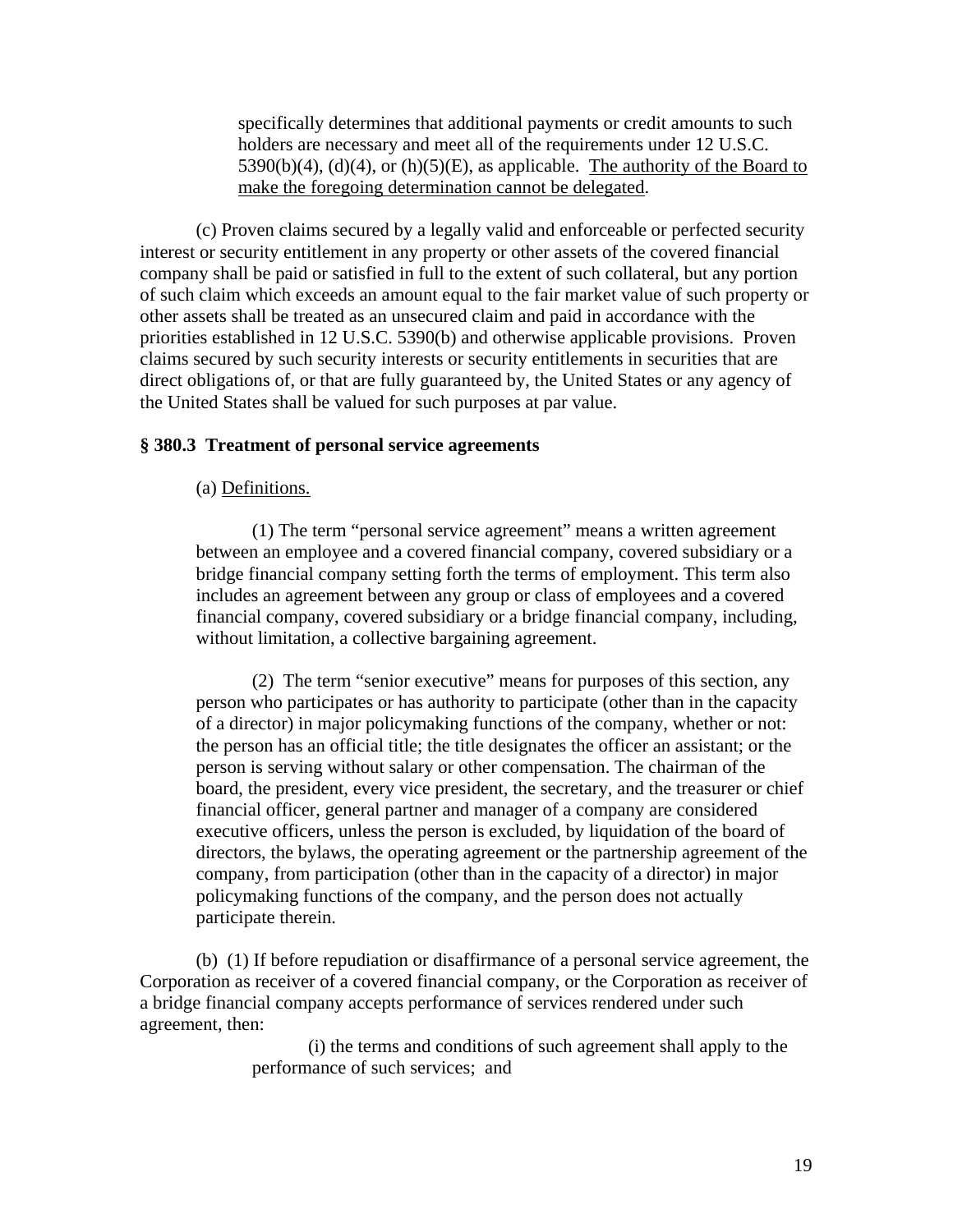specifically determines that additional payments or credit amounts to such holders are necessary and meet all of the requirements under 12 U.S.C. 5390(b)(4), (d)(4), or (h)(5)(E), as applicable. <u>The authority of the Board to make the foregoing determination cannot be delegated</u>.

(c) Proven claims secured by a legally valid and enforceable or perfected security interest or security entitlement in any property or other assets of the covered financial company shall be paid or satisfied in full to the extent of such collateral, but any portion of such claim which exceeds an amount equal to the fair market value of such property or other assets shall be treated as an unsecured claim and paid in accordance with the priorities established in 12 U.S.C. 5390(b) and otherwise applicable provisions. Proven claims secured by such security interests or security entitlements in securities that are direct obligations of, or that are fully guaranteed by, the United States or any agency of the United States shall be valued for such purposes at par value.

**§ 380.3 Treatment of personal service agreements**

(a) <u>Definitions.</u>

(1) The term "personal service agreement" means a written agreement between an employee and a covered financial company, covered subsidiary or a bridge financial company setting forth the terms of employment. This term also includes an agreement between any group or class of employees and a covered financial company, covered subsidiary or a bridge financial company, including, without limitation, a collective bargaining agreement.

(2) The term "senior executive" means for purposes of this section, any person who participates or has authority to participate (other than in the capacity of a director) in major policymaking functions of the company, whether or not: the person has an official title; the title designates the officer an assistant; or the person is serving without salary or other compensation. The chairman of the board, the president, every vice president, the secretary, and the treasurer or chief financial officer, general partner and manager of a company are considered executive officers, unless the person is excluded, by liquidation of the board of directors, the bylaws, the operating agreement or the partnership agreement of the company, from participation (other than in the capacity of a director) in major policymaking functions of the company, and the person does not actually participate therein.

(b) (1) If before repudiation or disaffirmance of a personal service agreement, the Corporation as receiver of a covered financial company, or the Corporation as receiver of a bridge financial company accepts performance of services rendered under such agreement, then:

(i) the terms and conditions of such agreement shall apply to the performance of such services; and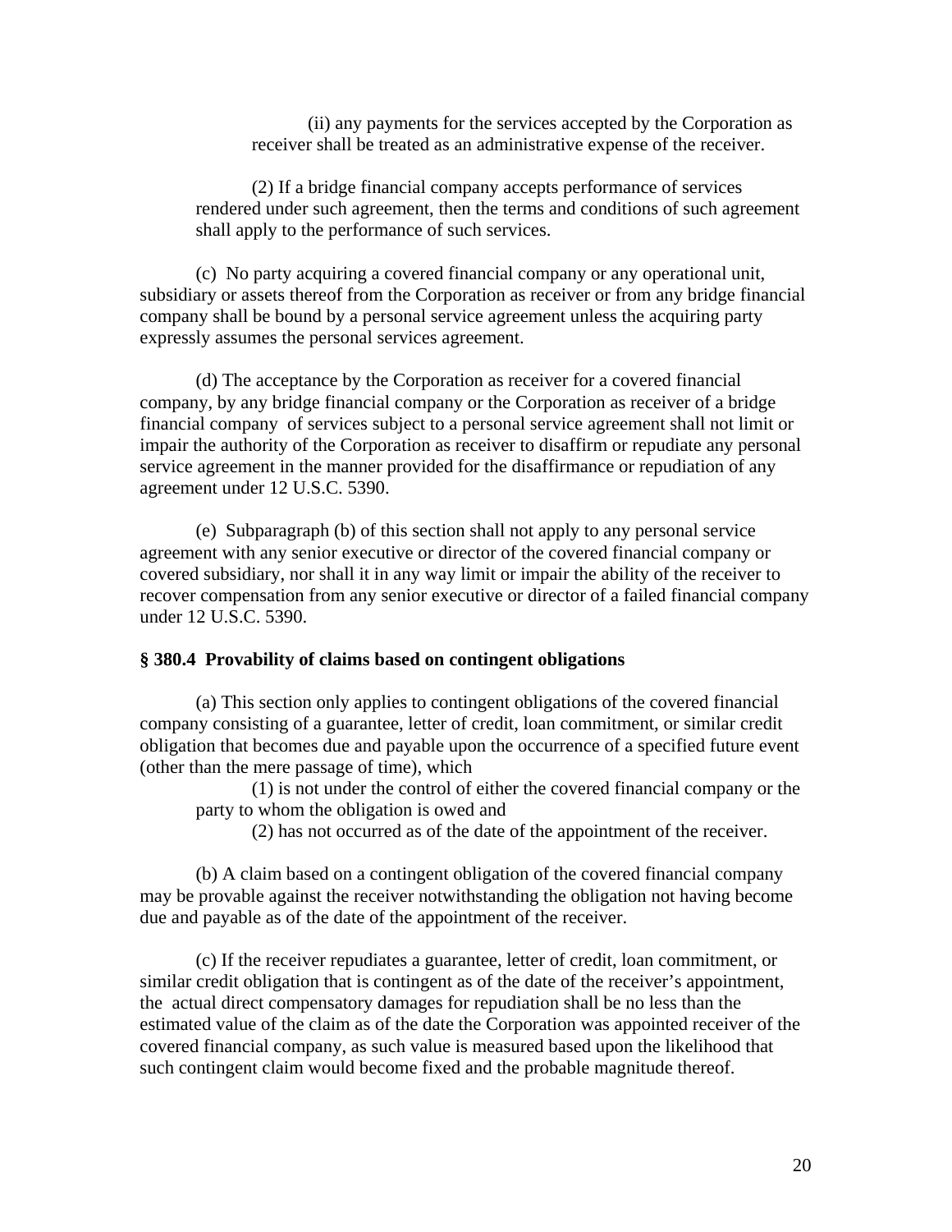(ii) any payments for the services accepted by the Corporation as receiver shall be treated as an administrative expense of the receiver.

(2) If a bridge financial company accepts performance of services rendered under such agreement, then the terms and conditions of such agreement shall apply to the performance of such services.

(c) No party acquiring a covered financial company or any operational unit, subsidiary or assets thereof from the Corporation as receiver or from any bridge financial company shall be bound by a personal service agreement unless the acquiring party expressly assumes the personal services agreement.

(d) The acceptance by the Corporation as receiver for a covered financial company, by any bridge financial company or the Corporation as receiver of a bridge financial company of services subject to a personal service agreement shall not limit or impair the authority of the Corporation as receiver to disaffirm or repudiate any personal service agreement in the manner provided for the disaffirmance or repudiation of any agreement under 12 U.S.C. 5390.

(e) Subparagraph (b) of this section shall not apply to any personal service agreement with any senior executive or director of the covered financial company or covered subsidiary, nor shall it in any way limit or impair the ability of the receiver to recover compensation from any senior executive or director of a failed financial company under 12 U.S.C. 5390.

### § 380.4 Provability of claims based on contingent obligations

(a) This section only applies to contingent obligations of the covered financial company consisting of a guarantee, letter of credit, loan commitment, or similar credit obligation that becomes due and payable upon the occurrence of a specified future event (other than the mere passage of time), which

(1) is not under the control of either the covered financial company or the party to whom the obligation is owed and

(2) has not occurred as of the date of the appointment of the receiver.

(b) A claim based on a contingent obligation of the covered financial company may be provable against the receiver notwithstanding the obligation not having become due and payable as of the date of the appointment of the receiver.

(c) If the receiver repudiates a guarantee, letter of credit, loan commitment, or similar credit obligation that is contingent as of the date of the receiver's appointment, the actual direct compensatory damages for repudiation shall be no less than the estimated value of the claim as of the date the Corporation was appointed receiver of the covered financial company, as such value is measured based upon the likelihood that such contingent claim would become fixed and the probable magnitude thereof.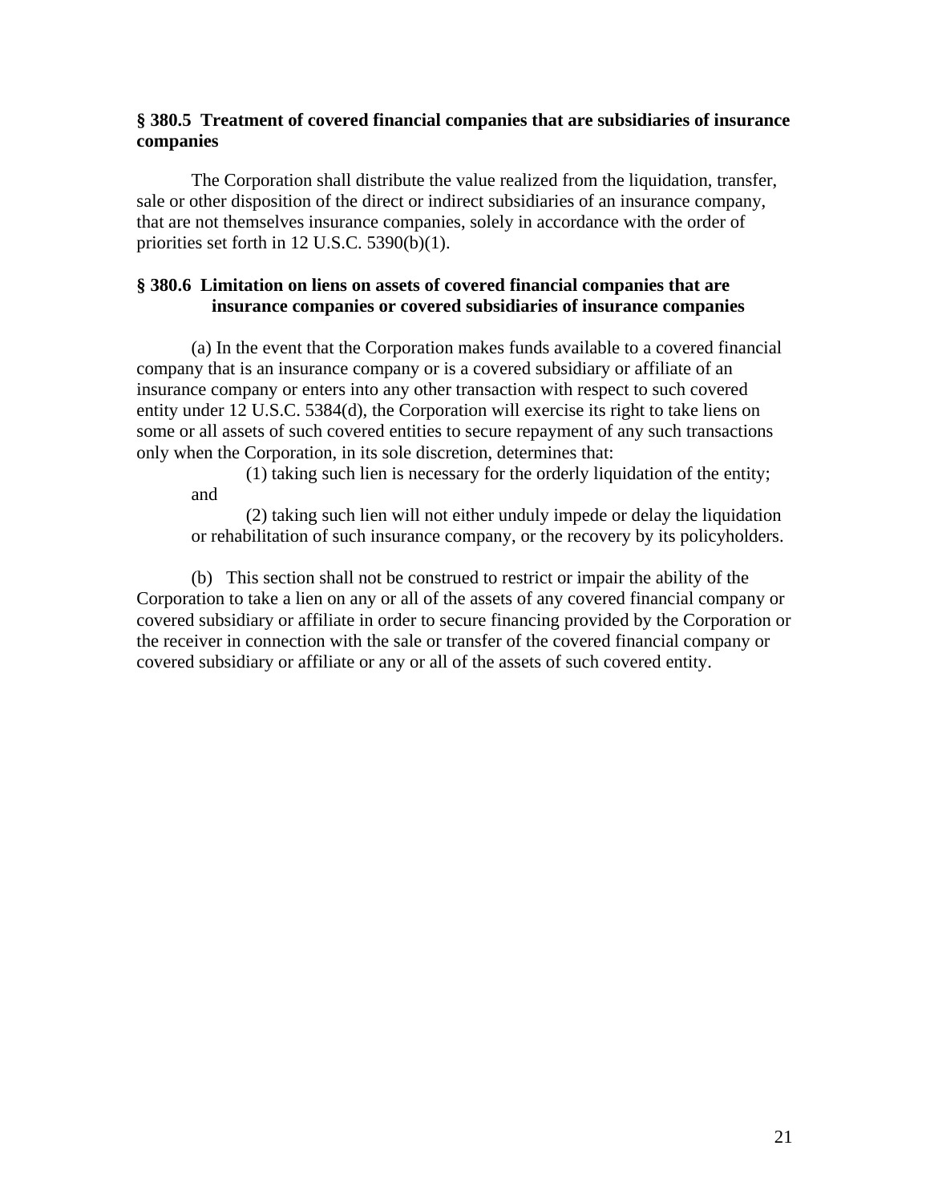**§ 380.5 Treatment of covered financial companies that are subsidiaries of insurance companies**

The Corporation shall distribute the value realized from the liquidation, transfer, sale or other disposition of the direct or indirect subsidiaries of an insurance company, that are not themselves insurance companies, solely in accordance with the order of priorities set forth in 12 U.S.C. 5390(b)(1).

**§ 380.6 Limitation on liens on assets of covered financial companies that are insurance companies or covered subsidiaries of insurance companies**

(a) In the event that the Corporation makes funds available to a covered financial company that is an insurance company or is a covered subsidiary or affiliate of an insurance company or enters into any other transaction with respect to such covered entity under 12 U.S.C. 5384(d), the Corporation will exercise its right to take liens on some or all assets of such covered entities to secure repayment of any such transactions only when the Corporation, in its sole discretion, determines that:

(1) taking such lien is necessary for the orderly liquidation of the entity; and

(2) taking such lien will not either unduly impede or delay the liquidation or rehabilitation of such insurance company, or the recovery by its policyholders.

(b) This section shall not be construed to restrict or impair the ability of the Corporation to take a lien on any or all of the assets of any covered financial company or covered subsidiary or affiliate in order to secure financing provided by the Corporation or the receiver in connection with the sale or transfer of the covered financial company or covered subsidiary or affiliate or any or all of the assets of such covered entity.